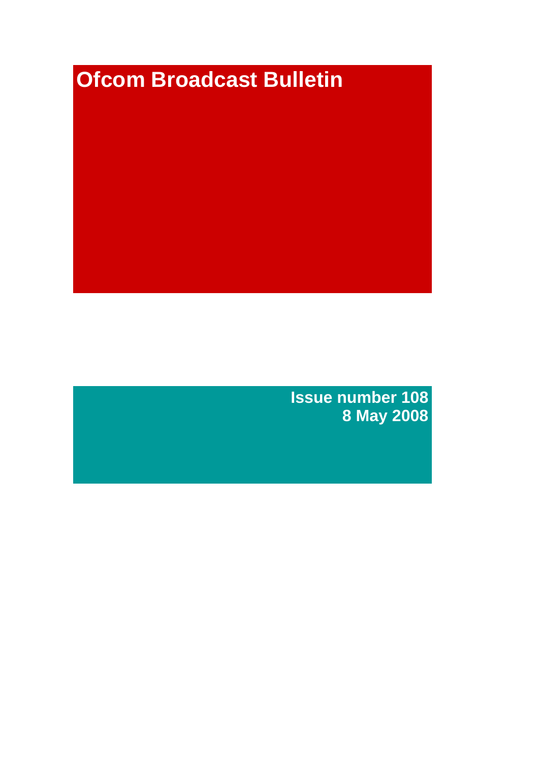# Ofcom Broadcast Bulletin

**Issue number 108**
**8 May 2008**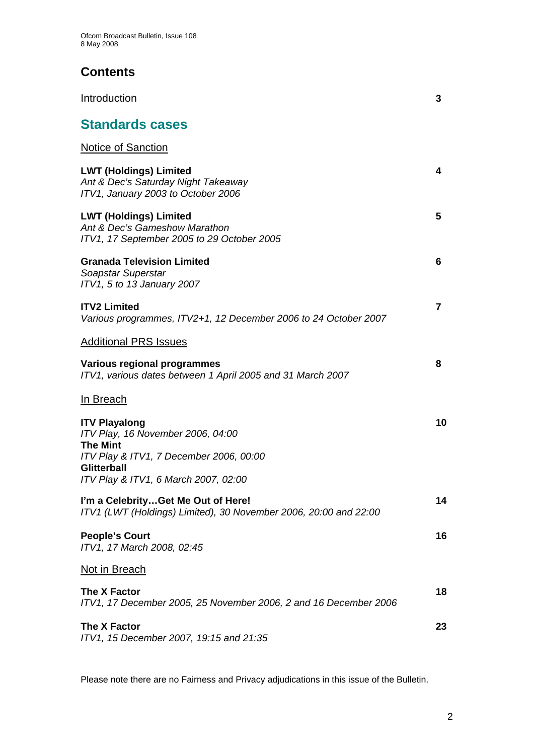# Contents

Introduction 3

## Standards cases

Notice of Sanction

**LWT (Holdings) Limited** 4
*Ant & Dec's Saturday Night Takeaway*
*ITV1, January 2003 to October 2006*

**LWT (Holdings) Limited** 5
*Ant & Dec's Gameshow Marathon*
*ITV1, 17 September 2005 to 29 October 2005*

**Granada Television Limited** 6
*Soapstar Superstar*
*ITV1, 5 to 13 January 2007*

**ITV2 Limited** 7
*Various programmes, ITV2+1, 12 December 2006 to 24 October 2007*

Additional PRS Issues

**Various regional programmes** 8
*ITV1, various dates between 1 April 2005 and 31 March 2007*

In Breach

**ITV Playalong** 10
*ITV Play, 16 November 2006, 04:00*
**The Mint**
*ITV Play & ITV1, 7 December 2006, 00:00*
**Glitterball**
*ITV Play & ITV1, 6 March 2007, 02:00*

**I'm a Celebrity…Get Me Out of Here!** 14
*ITV1 (LWT (Holdings) Limited), 30 November 2006, 20:00 and 22:00*

**People's Court** 16
*ITV1, 17 March 2008, 02:45*

Not in Breach

**The X Factor** 18
*ITV1, 17 December 2005, 25 November 2006, 2 and 16 December 2006*

**The X Factor** 23
*ITV1, 15 December 2007, 19:15 and 21:35*

Please note there are no Fairness and Privacy adjudications in this issue of the Bulletin.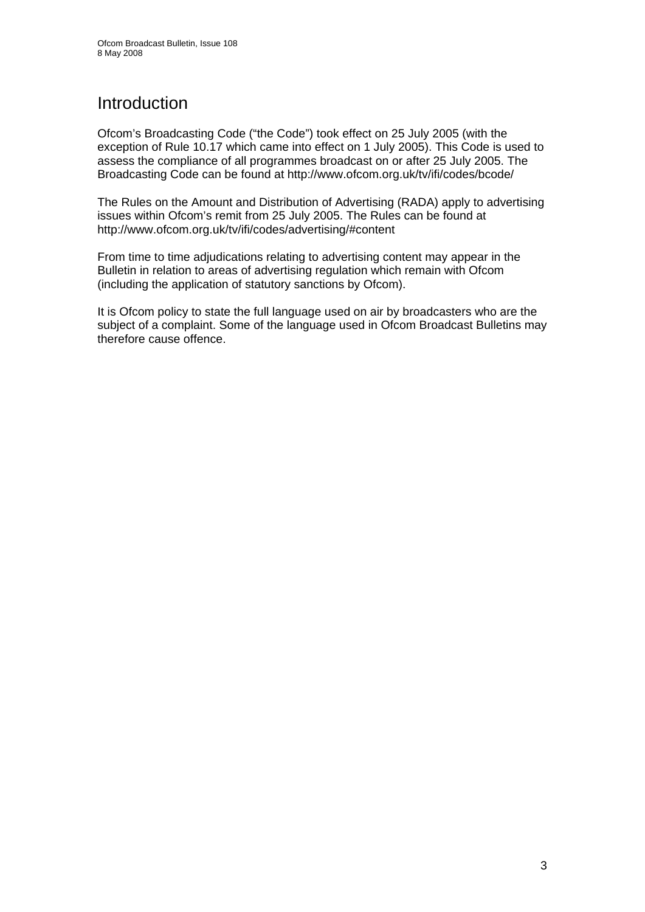# Introduction

Ofcom's Broadcasting Code ("the Code") took effect on 25 July 2005 (with the exception of Rule 10.17 which came into effect on 1 July 2005). This Code is used to assess the compliance of all programmes broadcast on or after 25 July 2005. The Broadcasting Code can be found at http://www.ofcom.org.uk/tv/ifi/codes/bcode/

The Rules on the Amount and Distribution of Advertising (RADA) apply to advertising issues within Ofcom's remit from 25 July 2005. The Rules can be found at http://www.ofcom.org.uk/tv/ifi/codes/advertising/#content

From time to time adjudications relating to advertising content may appear in the Bulletin in relation to areas of advertising regulation which remain with Ofcom (including the application of statutory sanctions by Ofcom).

It is Ofcom policy to state the full language used on air by broadcasters who are the subject of a complaint. Some of the language used in Ofcom Broadcast Bulletins may therefore cause offence.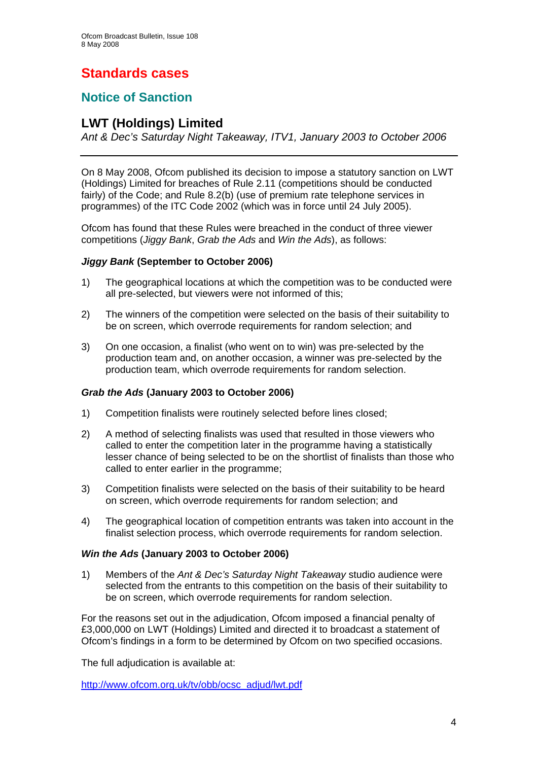# Standards cases

## Notice of Sanction

### LWT (Holdings) Limited

*Ant & Dec's Saturday Night Takeaway, ITV1, January 2003 to October 2006*

---

On 8 May 2008, Ofcom published its decision to impose a statutory sanction on LWT (Holdings) Limited for breaches of Rule 2.11 (competitions should be conducted fairly) of the Code; and Rule 8.2(b) (use of premium rate telephone services in programmes) of the ITC Code 2002 (which was in force until 24 July 2005).

Ofcom has found that these Rules were breached in the conduct of three viewer competitions (*Jiggy Bank*, *Grab the Ads* and *Win the Ads*), as follows:

***Jiggy Bank* (September to October 2006)**

1) The geographical locations at which the competition was to be conducted were all pre-selected, but viewers were not informed of this;

2) The winners of the competition were selected on the basis of their suitability to be on screen, which overrode requirements for random selection; and

3) On one occasion, a finalist (who went on to win) was pre-selected by the production team and, on another occasion, a winner was pre-selected by the production team, which overrode requirements for random selection.

***Grab the Ads* (January 2003 to October 2006)**

1) Competition finalists were routinely selected before lines closed;

2) A method of selecting finalists was used that resulted in those viewers who called to enter the competition later in the programme having a statistically lesser chance of being selected to be on the shortlist of finalists than those who called to enter earlier in the programme;

3) Competition finalists were selected on the basis of their suitability to be heard on screen, which overrode requirements for random selection; and

4) The geographical location of competition entrants was taken into account in the finalist selection process, which overrode requirements for random selection.

***Win the Ads* (January 2003 to October 2006)**

1) Members of the *Ant & Dec's Saturday Night Takeaway* studio audience were selected from the entrants to this competition on the basis of their suitability to be on screen, which overrode requirements for random selection.

For the reasons set out in the adjudication, Ofcom imposed a financial penalty of £3,000,000 on LWT (Holdings) Limited and directed it to broadcast a statement of Ofcom's findings in a form to be determined by Ofcom on two specified occasions.

The full adjudication is available at:

http://www.ofcom.org.uk/tv/obb/ocsc_adjud/lwt.pdf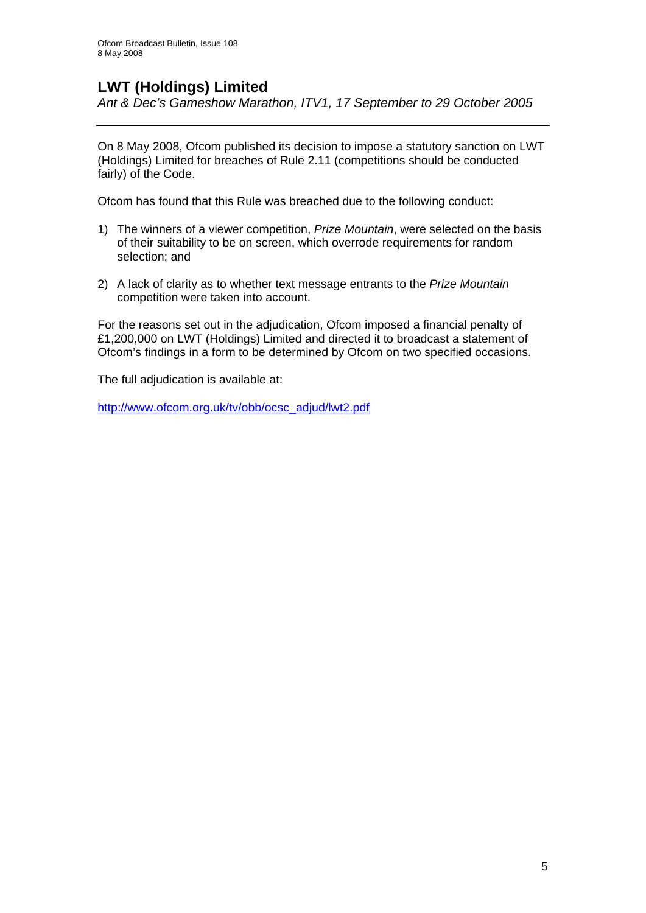## LWT (Holdings) Limited

*Ant & Dec's Gameshow Marathon, ITV1, 17 September to 29 October 2005*

---

On 8 May 2008, Ofcom published its decision to impose a statutory sanction on LWT (Holdings) Limited for breaches of Rule 2.11 (competitions should be conducted fairly) of the Code.

Ofcom has found that this Rule was breached due to the following conduct:

1) The winners of a viewer competition, *Prize Mountain*, were selected on the basis of their suitability to be on screen, which overrode requirements for random selection; and

2) A lack of clarity as to whether text message entrants to the *Prize Mountain* competition were taken into account.

For the reasons set out in the adjudication, Ofcom imposed a financial penalty of £1,200,000 on LWT (Holdings) Limited and directed it to broadcast a statement of Ofcom's findings in a form to be determined by Ofcom on two specified occasions.

The full adjudication is available at:

http://www.ofcom.org.uk/tv/obb/ocsc_adjud/lwt2.pdf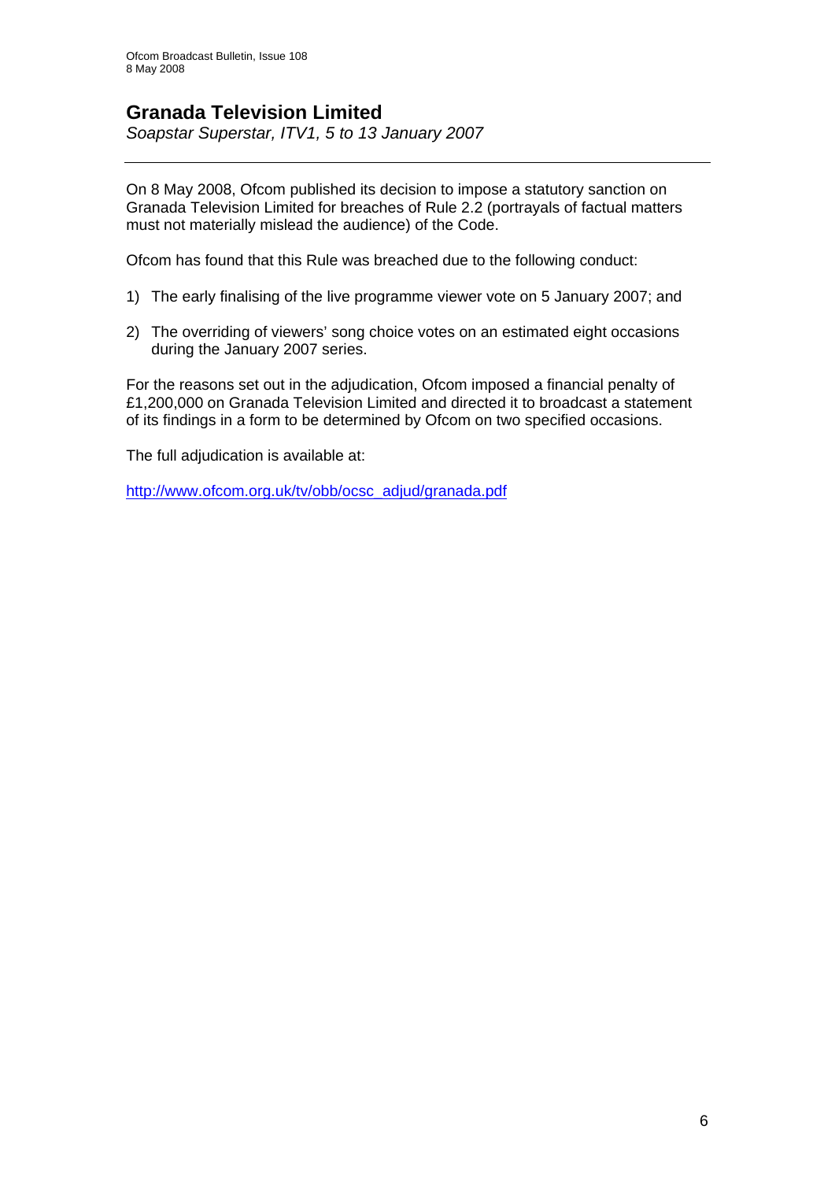## Granada Television Limited

*Soapstar Superstar, ITV1, 5 to 13 January 2007*

---

On 8 May 2008, Ofcom published its decision to impose a statutory sanction on Granada Television Limited for breaches of Rule 2.2 (portrayals of factual matters must not materially mislead the audience) of the Code.

Ofcom has found that this Rule was breached due to the following conduct:

1) The early finalising of the live programme viewer vote on 5 January 2007; and

2) The overriding of viewers' song choice votes on an estimated eight occasions during the January 2007 series.

For the reasons set out in the adjudication, Ofcom imposed a financial penalty of £1,200,000 on Granada Television Limited and directed it to broadcast a statement of its findings in a form to be determined by Ofcom on two specified occasions.

The full adjudication is available at:

http://www.ofcom.org.uk/tv/obb/ocsc_adjud/granada.pdf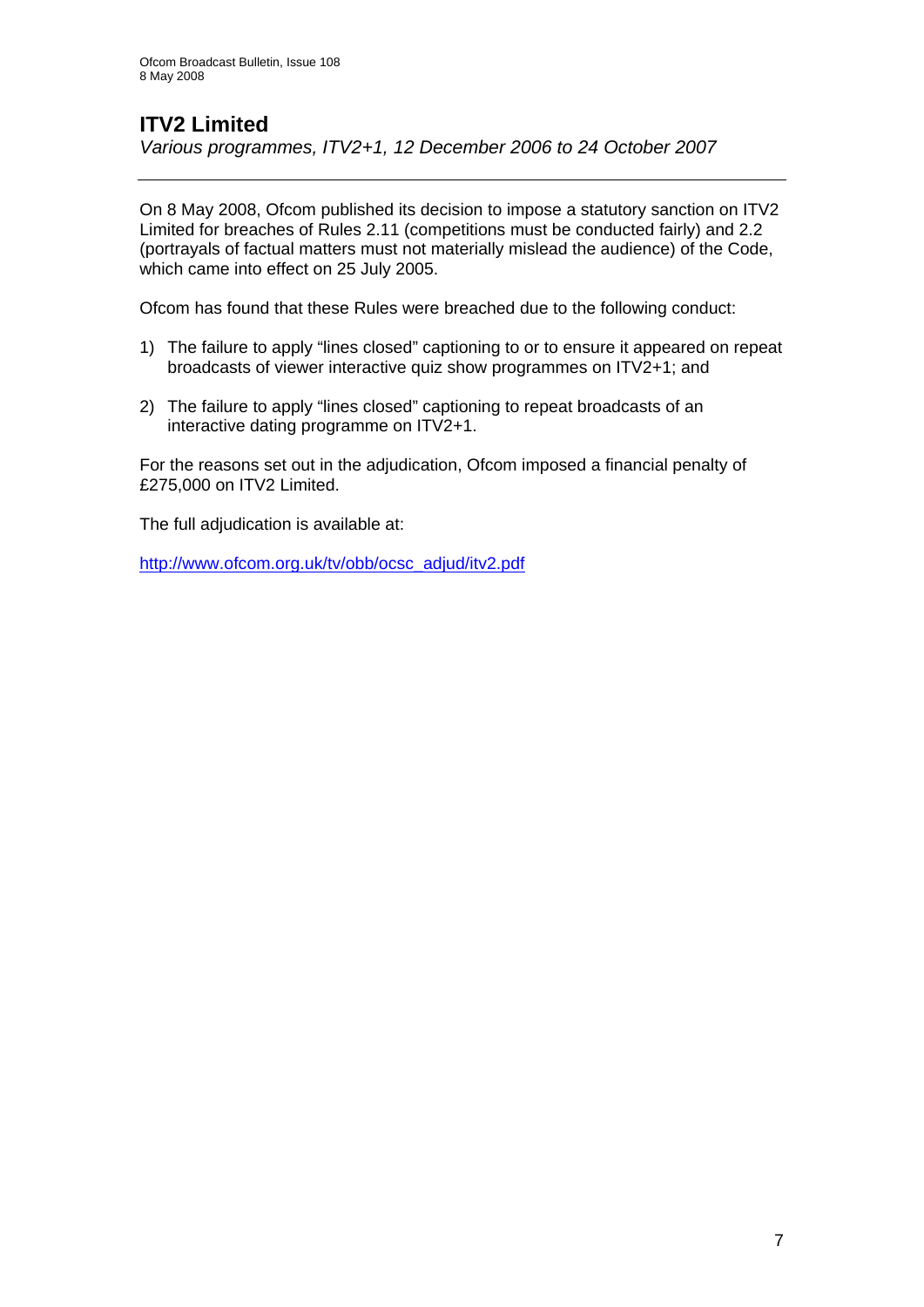## ITV2 Limited

*Various programmes, ITV2+1, 12 December 2006 to 24 October 2007*

---

On 8 May 2008, Ofcom published its decision to impose a statutory sanction on ITV2 Limited for breaches of Rules 2.11 (competitions must be conducted fairly) and 2.2 (portrayals of factual matters must not materially mislead the audience) of the Code, which came into effect on 25 July 2005.

Ofcom has found that these Rules were breached due to the following conduct:

1) The failure to apply "lines closed" captioning to or to ensure it appeared on repeat broadcasts of viewer interactive quiz show programmes on ITV2+1; and

2) The failure to apply "lines closed" captioning to repeat broadcasts of an interactive dating programme on ITV2+1.

For the reasons set out in the adjudication, Ofcom imposed a financial penalty of £275,000 on ITV2 Limited.

The full adjudication is available at:

http://www.ofcom.org.uk/tv/obb/ocsc_adjud/itv2.pdf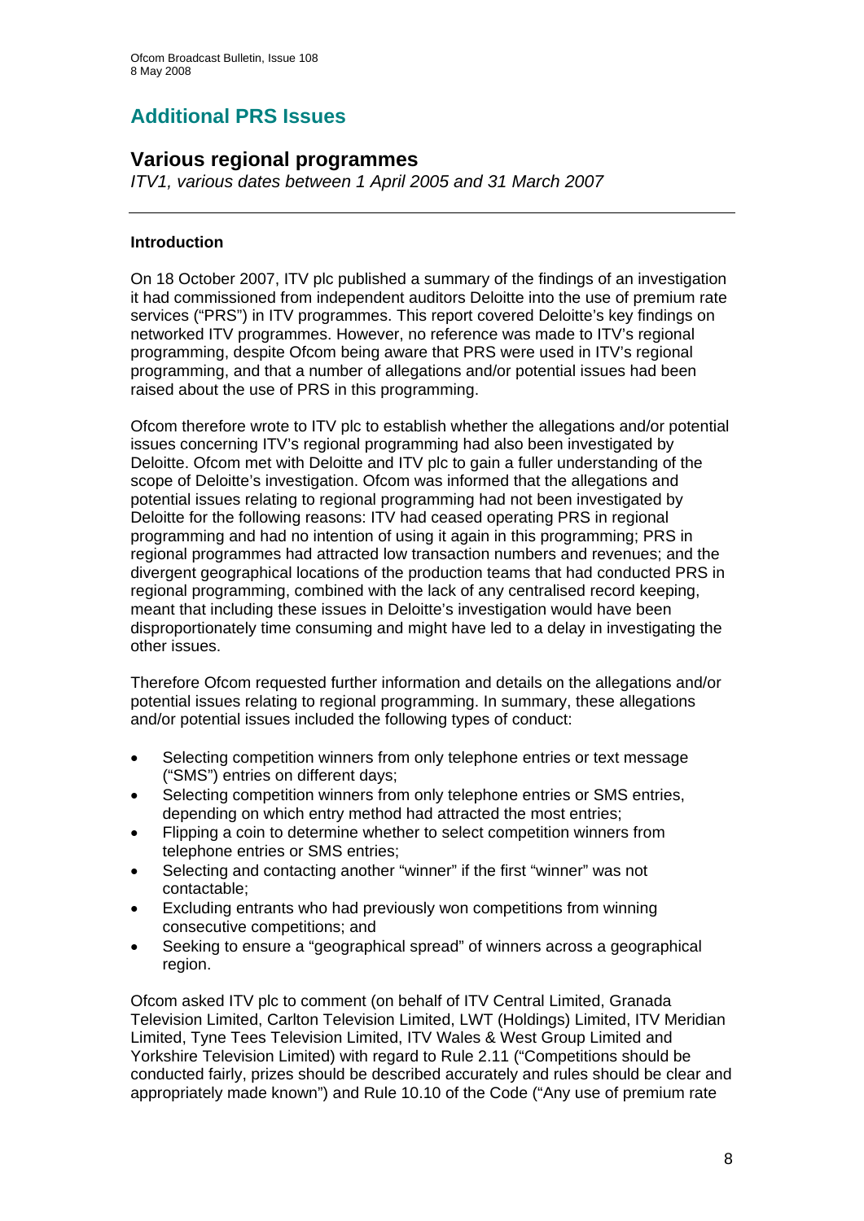# Additional PRS Issues

## Various regional programmes

*ITV1, various dates between 1 April 2005 and 31 March 2007*

---

**Introduction**

On 18 October 2007, ITV plc published a summary of the findings of an investigation it had commissioned from independent auditors Deloitte into the use of premium rate services ("PRS") in ITV programmes. This report covered Deloitte's key findings on networked ITV programmes. However, no reference was made to ITV's regional programming, despite Ofcom being aware that PRS were used in ITV's regional programming, and that a number of allegations and/or potential issues had been raised about the use of PRS in this programming.

Ofcom therefore wrote to ITV plc to establish whether the allegations and/or potential issues concerning ITV's regional programming had also been investigated by Deloitte. Ofcom met with Deloitte and ITV plc to gain a fuller understanding of the scope of Deloitte's investigation. Ofcom was informed that the allegations and potential issues relating to regional programming had not been investigated by Deloitte for the following reasons: ITV had ceased operating PRS in regional programming and had no intention of using it again in this programming; PRS in regional programmes had attracted low transaction numbers and revenues; and the divergent geographical locations of the production teams that had conducted PRS in regional programming, combined with the lack of any centralised record keeping, meant that including these issues in Deloitte's investigation would have been disproportionately time consuming and might have led to a delay in investigating the other issues.

Therefore Ofcom requested further information and details on the allegations and/or potential issues relating to regional programming. In summary, these allegations and/or potential issues included the following types of conduct:

- Selecting competition winners from only telephone entries or text message ("SMS") entries on different days;
- Selecting competition winners from only telephone entries or SMS entries, depending on which entry method had attracted the most entries;
- Flipping a coin to determine whether to select competition winners from telephone entries or SMS entries;
- Selecting and contacting another "winner" if the first "winner" was not contactable;
- Excluding entrants who had previously won competitions from winning consecutive competitions; and
- Seeking to ensure a "geographical spread" of winners across a geographical region.

Ofcom asked ITV plc to comment (on behalf of ITV Central Limited, Granada Television Limited, Carlton Television Limited, LWT (Holdings) Limited, ITV Meridian Limited, Tyne Tees Television Limited, ITV Wales & West Group Limited and Yorkshire Television Limited) with regard to Rule 2.11 ("Competitions should be conducted fairly, prizes should be described accurately and rules should be clear and appropriately made known") and Rule 10.10 of the Code ("Any use of premium rate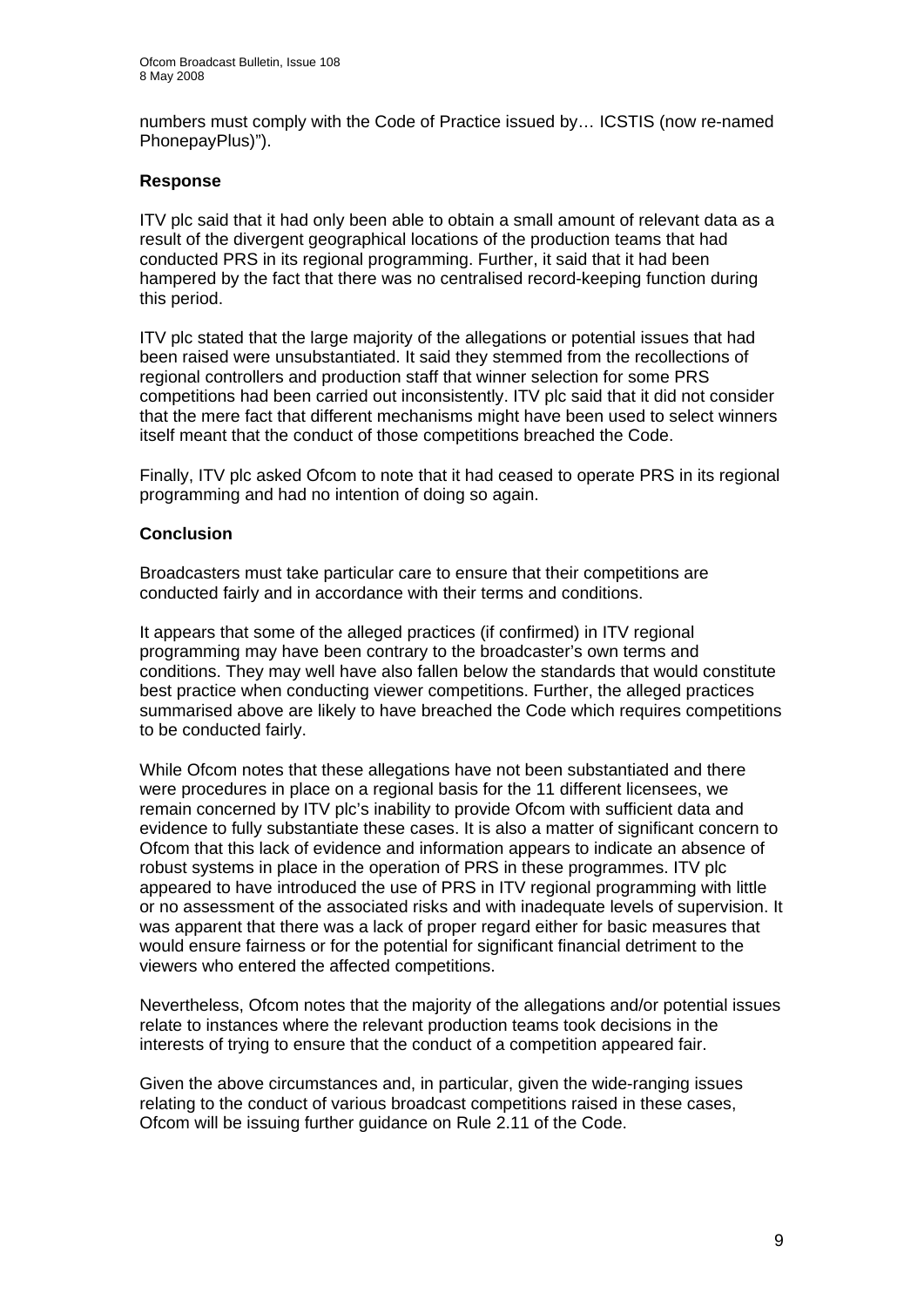numbers must comply with the Code of Practice issued by… ICSTIS (now re-named PhonepayPlus)").

### Response

ITV plc said that it had only been able to obtain a small amount of relevant data as a result of the divergent geographical locations of the production teams that had conducted PRS in its regional programming. Further, it said that it had been hampered by the fact that there was no centralised record-keeping function during this period.

ITV plc stated that the large majority of the allegations or potential issues that had been raised were unsubstantiated. It said they stemmed from the recollections of regional controllers and production staff that winner selection for some PRS competitions had been carried out inconsistently. ITV plc said that it did not consider that the mere fact that different mechanisms might have been used to select winners itself meant that the conduct of those competitions breached the Code.

Finally, ITV plc asked Ofcom to note that it had ceased to operate PRS in its regional programming and had no intention of doing so again.

### Conclusion

Broadcasters must take particular care to ensure that their competitions are conducted fairly and in accordance with their terms and conditions.

It appears that some of the alleged practices (if confirmed) in ITV regional programming may have been contrary to the broadcaster's own terms and conditions. They may well have also fallen below the standards that would constitute best practice when conducting viewer competitions. Further, the alleged practices summarised above are likely to have breached the Code which requires competitions to be conducted fairly.

While Ofcom notes that these allegations have not been substantiated and there were procedures in place on a regional basis for the 11 different licensees, we remain concerned by ITV plc's inability to provide Ofcom with sufficient data and evidence to fully substantiate these cases. It is also a matter of significant concern to Ofcom that this lack of evidence and information appears to indicate an absence of robust systems in place in the operation of PRS in these programmes. ITV plc appeared to have introduced the use of PRS in ITV regional programming with little or no assessment of the associated risks and with inadequate levels of supervision. It was apparent that there was a lack of proper regard either for basic measures that would ensure fairness or for the potential for significant financial detriment to the viewers who entered the affected competitions.

Nevertheless, Ofcom notes that the majority of the allegations and/or potential issues relate to instances where the relevant production teams took decisions in the interests of trying to ensure that the conduct of a competition appeared fair.

Given the above circumstances and, in particular, given the wide-ranging issues relating to the conduct of various broadcast competitions raised in these cases, Ofcom will be issuing further guidance on Rule 2.11 of the Code.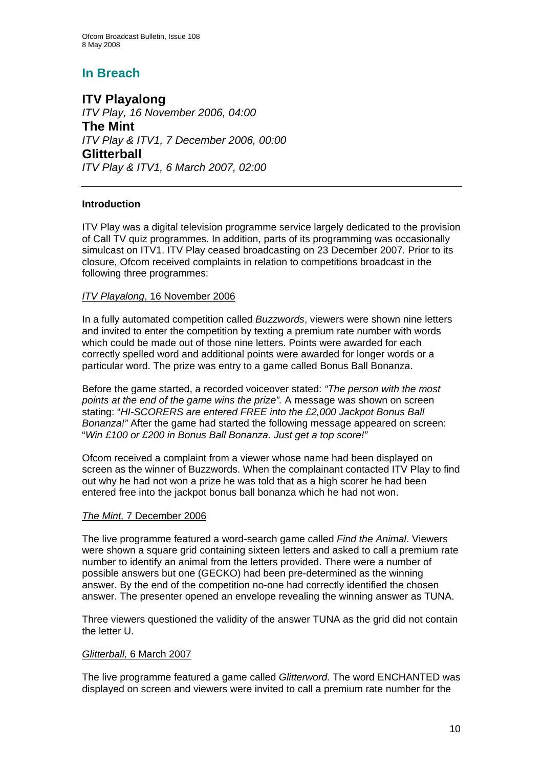# In Breach

## ITV Playalong

*ITV Play, 16 November 2006, 04:00*

## The Mint

*ITV Play & ITV1, 7 December 2006, 00:00*

## Glitterball

*ITV Play & ITV1, 6 March 2007, 02:00*

---

### Introduction

ITV Play was a digital television programme service largely dedicated to the provision of Call TV quiz programmes. In addition, parts of its programming was occasionally simulcast on ITV1. ITV Play ceased broadcasting on 23 December 2007. Prior to its closure, Ofcom received complaints in relation to competitions broadcast in the following three programmes:

*ITV Playalong*, 16 November 2006

In a fully automated competition called *Buzzwords*, viewers were shown nine letters and invited to enter the competition by texting a premium rate number with words which could be made out of those nine letters. Points were awarded for each correctly spelled word and additional points were awarded for longer words or a particular word. The prize was entry to a game called Bonus Ball Bonanza.

Before the game started, a recorded voiceover stated: *"The person with the most points at the end of the game wins the prize".* A message was shown on screen stating: "*HI-SCORERS are entered FREE into the £2,000 Jackpot Bonus Ball Bonanza!"* After the game had started the following message appeared on screen: "*Win £100 or £200 in Bonus Ball Bonanza. Just get a top score!"*

Ofcom received a complaint from a viewer whose name had been displayed on screen as the winner of Buzzwords. When the complainant contacted ITV Play to find out why he had not won a prize he was told that as a high scorer he had been entered free into the jackpot bonus ball bonanza which he had not won.

*The Mint,* 7 December 2006

The live programme featured a word-search game called *Find the Animal*. Viewers were shown a square grid containing sixteen letters and asked to call a premium rate number to identify an animal from the letters provided. There were a number of possible answers but one (GECKO) had been pre-determined as the winning answer. By the end of the competition no-one had correctly identified the chosen answer. The presenter opened an envelope revealing the winning answer as TUNA.

Three viewers questioned the validity of the answer TUNA as the grid did not contain the letter U.

*Glitterball,* 6 March 2007

The live programme featured a game called *Glitterword.* The word ENCHANTED was displayed on screen and viewers were invited to call a premium rate number for the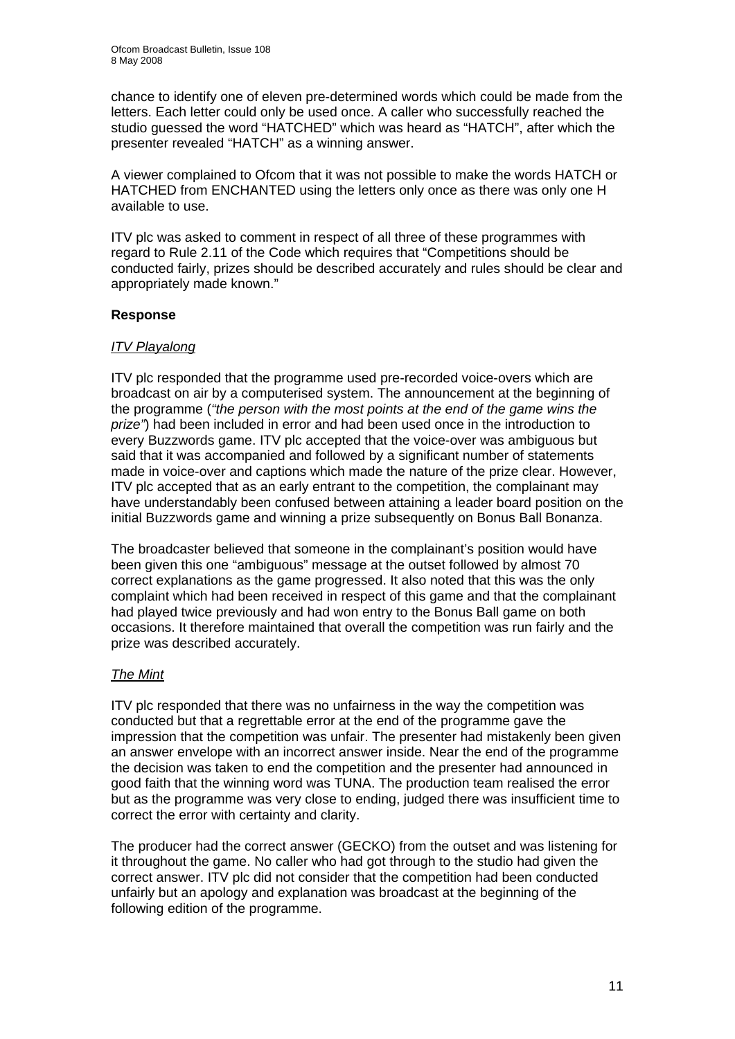chance to identify one of eleven pre-determined words which could be made from the letters. Each letter could only be used once. A caller who successfully reached the studio guessed the word "HATCHED" which was heard as "HATCH", after which the presenter revealed "HATCH" as a winning answer.

A viewer complained to Ofcom that it was not possible to make the words HATCH or HATCHED from ENCHANTED using the letters only once as there was only one H available to use.

ITV plc was asked to comment in respect of all three of these programmes with regard to Rule 2.11 of the Code which requires that "Competitions should be conducted fairly, prizes should be described accurately and rules should be clear and appropriately made known."

### Response

*ITV Playalong*

ITV plc responded that the programme used pre-recorded voice-overs which are broadcast on air by a computerised system. The announcement at the beginning of the programme (*"the person with the most points at the end of the game wins the prize"*) had been included in error and had been used once in the introduction to every Buzzwords game. ITV plc accepted that the voice-over was ambiguous but said that it was accompanied and followed by a significant number of statements made in voice-over and captions which made the nature of the prize clear. However, ITV plc accepted that as an early entrant to the competition, the complainant may have understandably been confused between attaining a leader board position on the initial Buzzwords game and winning a prize subsequently on Bonus Ball Bonanza.

The broadcaster believed that someone in the complainant's position would have been given this one "ambiguous" message at the outset followed by almost 70 correct explanations as the game progressed. It also noted that this was the only complaint which had been received in respect of this game and that the complainant had played twice previously and had won entry to the Bonus Ball game on both occasions. It therefore maintained that overall the competition was run fairly and the prize was described accurately.

*The Mint*

ITV plc responded that there was no unfairness in the way the competition was conducted but that a regrettable error at the end of the programme gave the impression that the competition was unfair. The presenter had mistakenly been given an answer envelope with an incorrect answer inside. Near the end of the programme the decision was taken to end the competition and the presenter had announced in good faith that the winning word was TUNA. The production team realised the error but as the programme was very close to ending, judged there was insufficient time to correct the error with certainty and clarity.

The producer had the correct answer (GECKO) from the outset and was listening for it throughout the game. No caller who had got through to the studio had given the correct answer. ITV plc did not consider that the competition had been conducted unfairly but an apology and explanation was broadcast at the beginning of the following edition of the programme.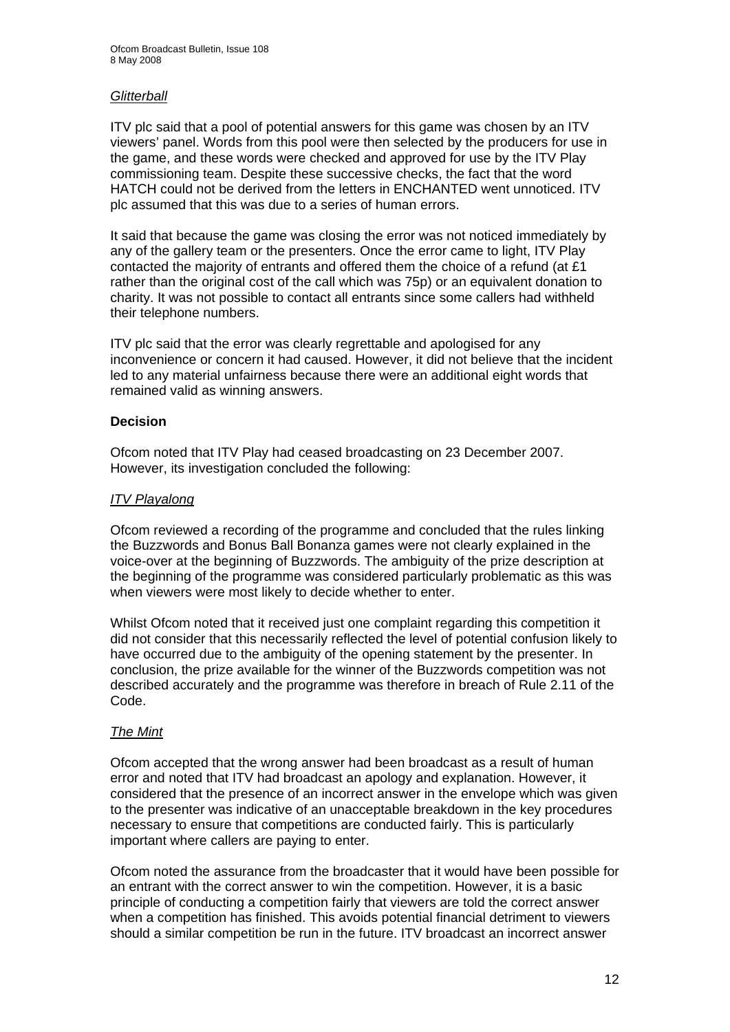*Glitterball*

ITV plc said that a pool of potential answers for this game was chosen by an ITV viewers' panel. Words from this pool were then selected by the producers for use in the game, and these words were checked and approved for use by the ITV Play commissioning team. Despite these successive checks, the fact that the word HATCH could not be derived from the letters in ENCHANTED went unnoticed. ITV plc assumed that this was due to a series of human errors.

It said that because the game was closing the error was not noticed immediately by any of the gallery team or the presenters. Once the error came to light, ITV Play contacted the majority of entrants and offered them the choice of a refund (at £1 rather than the original cost of the call which was 75p) or an equivalent donation to charity. It was not possible to contact all entrants since some callers had withheld their telephone numbers.

ITV plc said that the error was clearly regrettable and apologised for any inconvenience or concern it had caused. However, it did not believe that the incident led to any material unfairness because there were an additional eight words that remained valid as winning answers.

**Decision**

Ofcom noted that ITV Play had ceased broadcasting on 23 December 2007. However, its investigation concluded the following:

*ITV Playalong*

Ofcom reviewed a recording of the programme and concluded that the rules linking the Buzzwords and Bonus Ball Bonanza games were not clearly explained in the voice-over at the beginning of Buzzwords. The ambiguity of the prize description at the beginning of the programme was considered particularly problematic as this was when viewers were most likely to decide whether to enter.

Whilst Ofcom noted that it received just one complaint regarding this competition it did not consider that this necessarily reflected the level of potential confusion likely to have occurred due to the ambiguity of the opening statement by the presenter. In conclusion, the prize available for the winner of the Buzzwords competition was not described accurately and the programme was therefore in breach of Rule 2.11 of the Code.

*The Mint*

Ofcom accepted that the wrong answer had been broadcast as a result of human error and noted that ITV had broadcast an apology and explanation. However, it considered that the presence of an incorrect answer in the envelope which was given to the presenter was indicative of an unacceptable breakdown in the key procedures necessary to ensure that competitions are conducted fairly. This is particularly important where callers are paying to enter.

Ofcom noted the assurance from the broadcaster that it would have been possible for an entrant with the correct answer to win the competition. However, it is a basic principle of conducting a competition fairly that viewers are told the correct answer when a competition has finished. This avoids potential financial detriment to viewers should a similar competition be run in the future. ITV broadcast an incorrect answer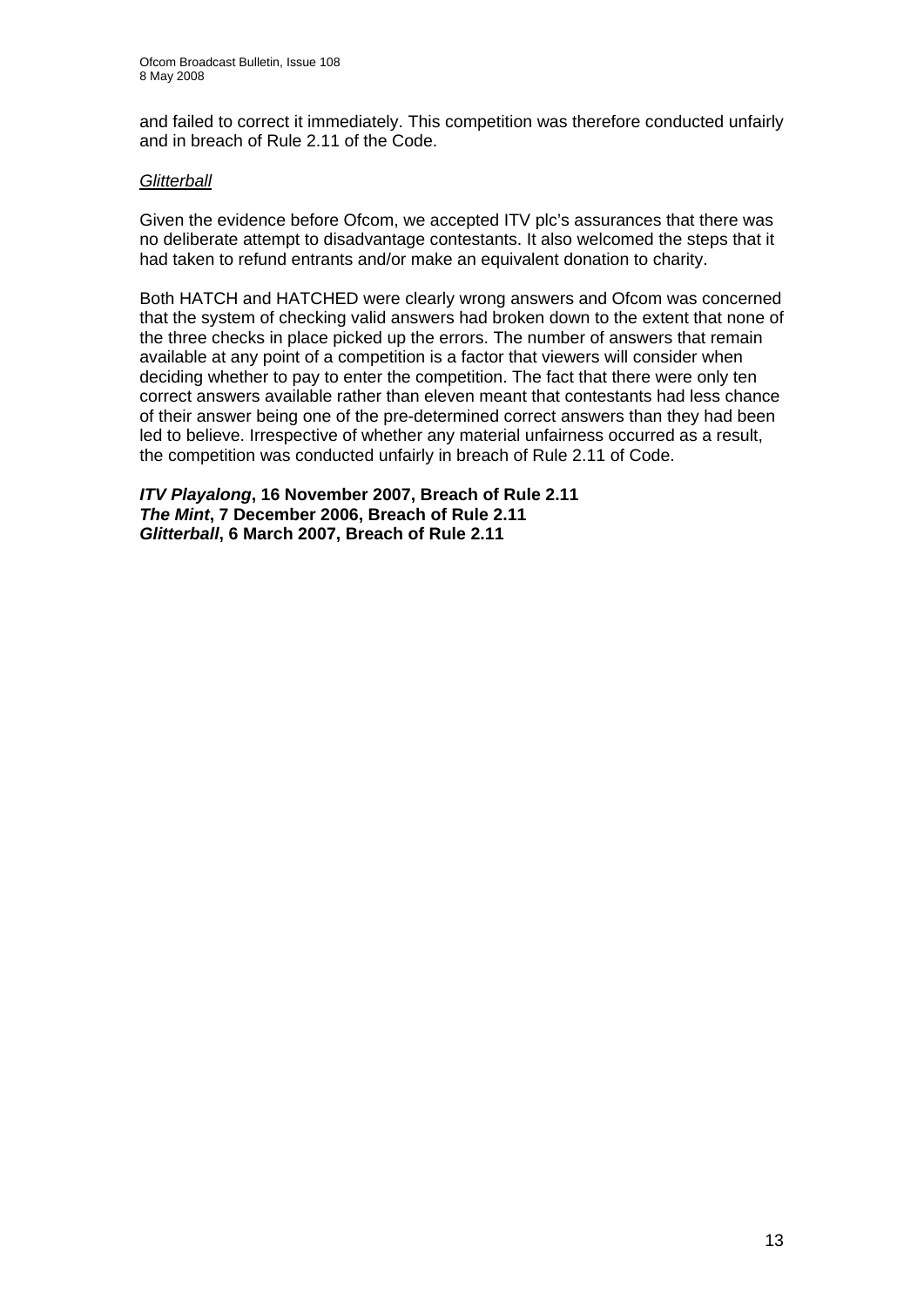and failed to correct it immediately. This competition was therefore conducted unfairly and in breach of Rule 2.11 of the Code.

*Glitterball*

Given the evidence before Ofcom, we accepted ITV plc's assurances that there was no deliberate attempt to disadvantage contestants. It also welcomed the steps that it had taken to refund entrants and/or make an equivalent donation to charity.

Both HATCH and HATCHED were clearly wrong answers and Ofcom was concerned that the system of checking valid answers had broken down to the extent that none of the three checks in place picked up the errors. The number of answers that remain available at any point of a competition is a factor that viewers will consider when deciding whether to pay to enter the competition. The fact that there were only ten correct answers available rather than eleven meant that contestants had less chance of their answer being one of the pre-determined correct answers than they had been led to believe. Irrespective of whether any material unfairness occurred as a result, the competition was conducted unfairly in breach of Rule 2.11 of Code.

***ITV Playalong*, 16 November 2007, Breach of Rule 2.11**
***The Mint*, 7 December 2006, Breach of Rule 2.11**
***Glitterball*, 6 March 2007, Breach of Rule 2.11**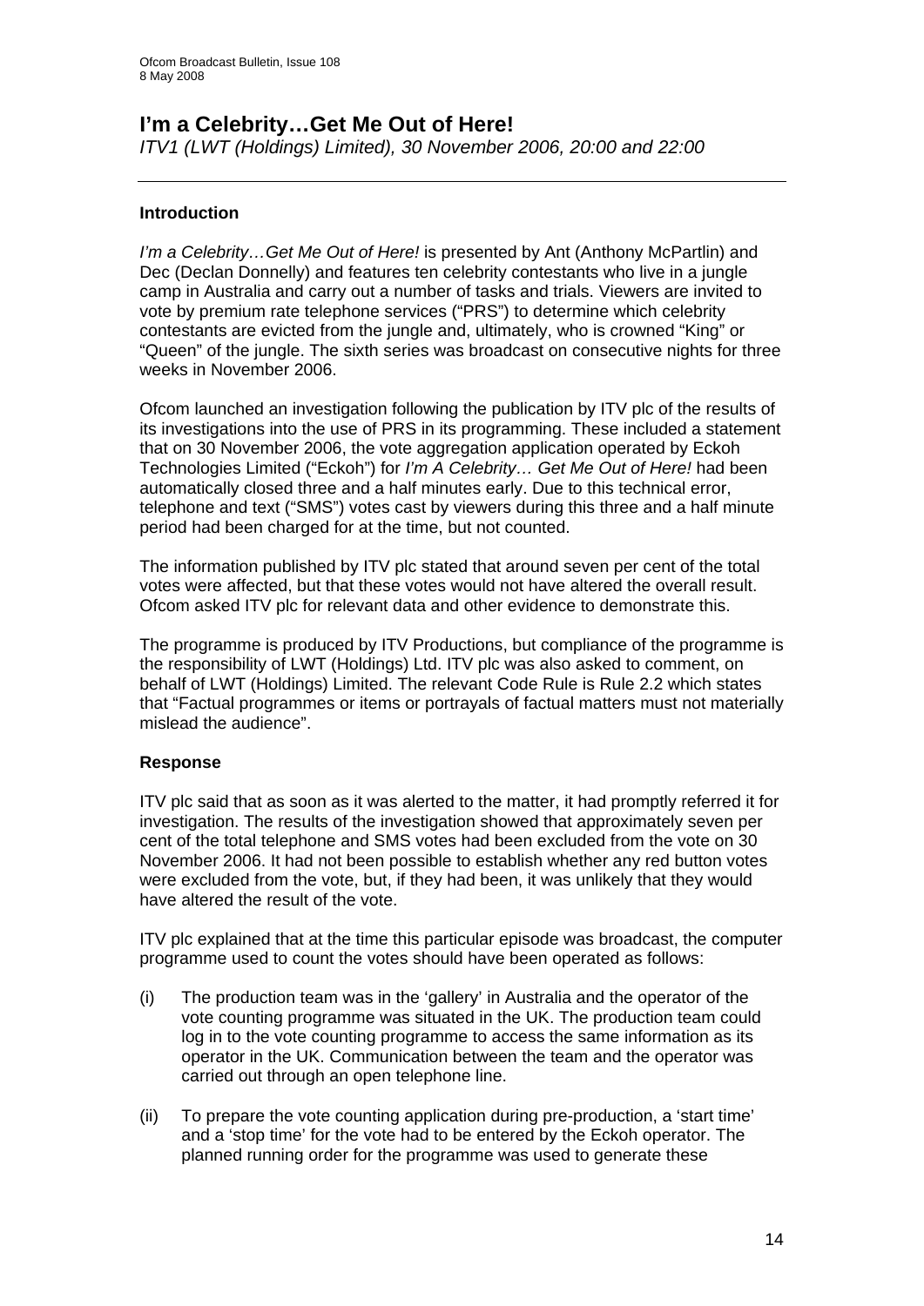## I'm a Celebrity…Get Me Out of Here!

*ITV1 (LWT (Holdings) Limited), 30 November 2006, 20:00 and 22:00*

---

### Introduction

*I'm a Celebrity…Get Me Out of Here!* is presented by Ant (Anthony McPartlin) and Dec (Declan Donnelly) and features ten celebrity contestants who live in a jungle camp in Australia and carry out a number of tasks and trials. Viewers are invited to vote by premium rate telephone services ("PRS") to determine which celebrity contestants are evicted from the jungle and, ultimately, who is crowned "King" or "Queen" of the jungle. The sixth series was broadcast on consecutive nights for three weeks in November 2006.

Ofcom launched an investigation following the publication by ITV plc of the results of its investigations into the use of PRS in its programming. These included a statement that on 30 November 2006, the vote aggregation application operated by Eckoh Technologies Limited ("Eckoh") for *I'm A Celebrity… Get Me Out of Here!* had been automatically closed three and a half minutes early. Due to this technical error, telephone and text ("SMS") votes cast by viewers during this three and a half minute period had been charged for at the time, but not counted.

The information published by ITV plc stated that around seven per cent of the total votes were affected, but that these votes would not have altered the overall result. Ofcom asked ITV plc for relevant data and other evidence to demonstrate this.

The programme is produced by ITV Productions, but compliance of the programme is the responsibility of LWT (Holdings) Ltd. ITV plc was also asked to comment, on behalf of LWT (Holdings) Limited. The relevant Code Rule is Rule 2.2 which states that "Factual programmes or items or portrayals of factual matters must not materially mislead the audience".

### Response

ITV plc said that as soon as it was alerted to the matter, it had promptly referred it for investigation. The results of the investigation showed that approximately seven per cent of the total telephone and SMS votes had been excluded from the vote on 30 November 2006. It had not been possible to establish whether any red button votes were excluded from the vote, but, if they had been, it was unlikely that they would have altered the result of the vote.

ITV plc explained that at the time this particular episode was broadcast, the computer programme used to count the votes should have been operated as follows:

(i) The production team was in the 'gallery' in Australia and the operator of the vote counting programme was situated in the UK. The production team could log in to the vote counting programme to access the same information as its operator in the UK. Communication between the team and the operator was carried out through an open telephone line.

(ii) To prepare the vote counting application during pre-production, a 'start time' and a 'stop time' for the vote had to be entered by the Eckoh operator. The planned running order for the programme was used to generate these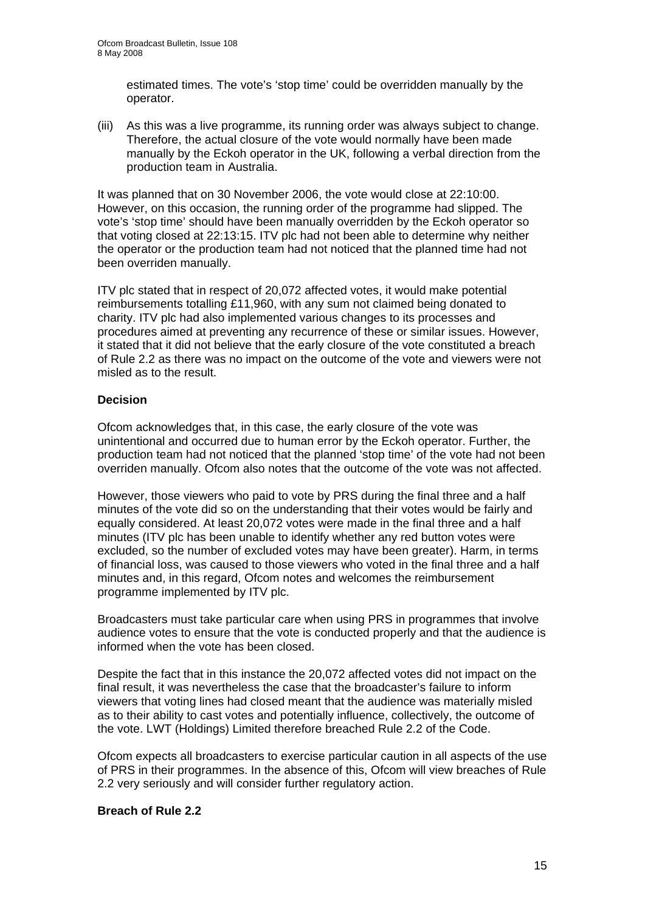estimated times. The vote's 'stop time' could be overridden manually by the operator.

(iii) As this was a live programme, its running order was always subject to change. Therefore, the actual closure of the vote would normally have been made manually by the Eckoh operator in the UK, following a verbal direction from the production team in Australia.

It was planned that on 30 November 2006, the vote would close at 22:10:00. However, on this occasion, the running order of the programme had slipped. The vote's 'stop time' should have been manually overridden by the Eckoh operator so that voting closed at 22:13:15. ITV plc had not been able to determine why neither the operator or the production team had not noticed that the planned time had not been overriden manually.

ITV plc stated that in respect of 20,072 affected votes, it would make potential reimbursements totalling £11,960, with any sum not claimed being donated to charity. ITV plc had also implemented various changes to its processes and procedures aimed at preventing any recurrence of these or similar issues. However, it stated that it did not believe that the early closure of the vote constituted a breach of Rule 2.2 as there was no impact on the outcome of the vote and viewers were not misled as to the result.

**Decision**

Ofcom acknowledges that, in this case, the early closure of the vote was unintentional and occurred due to human error by the Eckoh operator. Further, the production team had not noticed that the planned 'stop time' of the vote had not been overriden manually. Ofcom also notes that the outcome of the vote was not affected.

However, those viewers who paid to vote by PRS during the final three and a half minutes of the vote did so on the understanding that their votes would be fairly and equally considered. At least 20,072 votes were made in the final three and a half minutes (ITV plc has been unable to identify whether any red button votes were excluded, so the number of excluded votes may have been greater). Harm, in terms of financial loss, was caused to those viewers who voted in the final three and a half minutes and, in this regard, Ofcom notes and welcomes the reimbursement programme implemented by ITV plc.

Broadcasters must take particular care when using PRS in programmes that involve audience votes to ensure that the vote is conducted properly and that the audience is informed when the vote has been closed.

Despite the fact that in this instance the 20,072 affected votes did not impact on the final result, it was nevertheless the case that the broadcaster's failure to inform viewers that voting lines had closed meant that the audience was materially misled as to their ability to cast votes and potentially influence, collectively, the outcome of the vote. LWT (Holdings) Limited therefore breached Rule 2.2 of the Code.

Ofcom expects all broadcasters to exercise particular caution in all aspects of the use of PRS in their programmes. In the absence of this, Ofcom will view breaches of Rule 2.2 very seriously and will consider further regulatory action.

**Breach of Rule 2.2**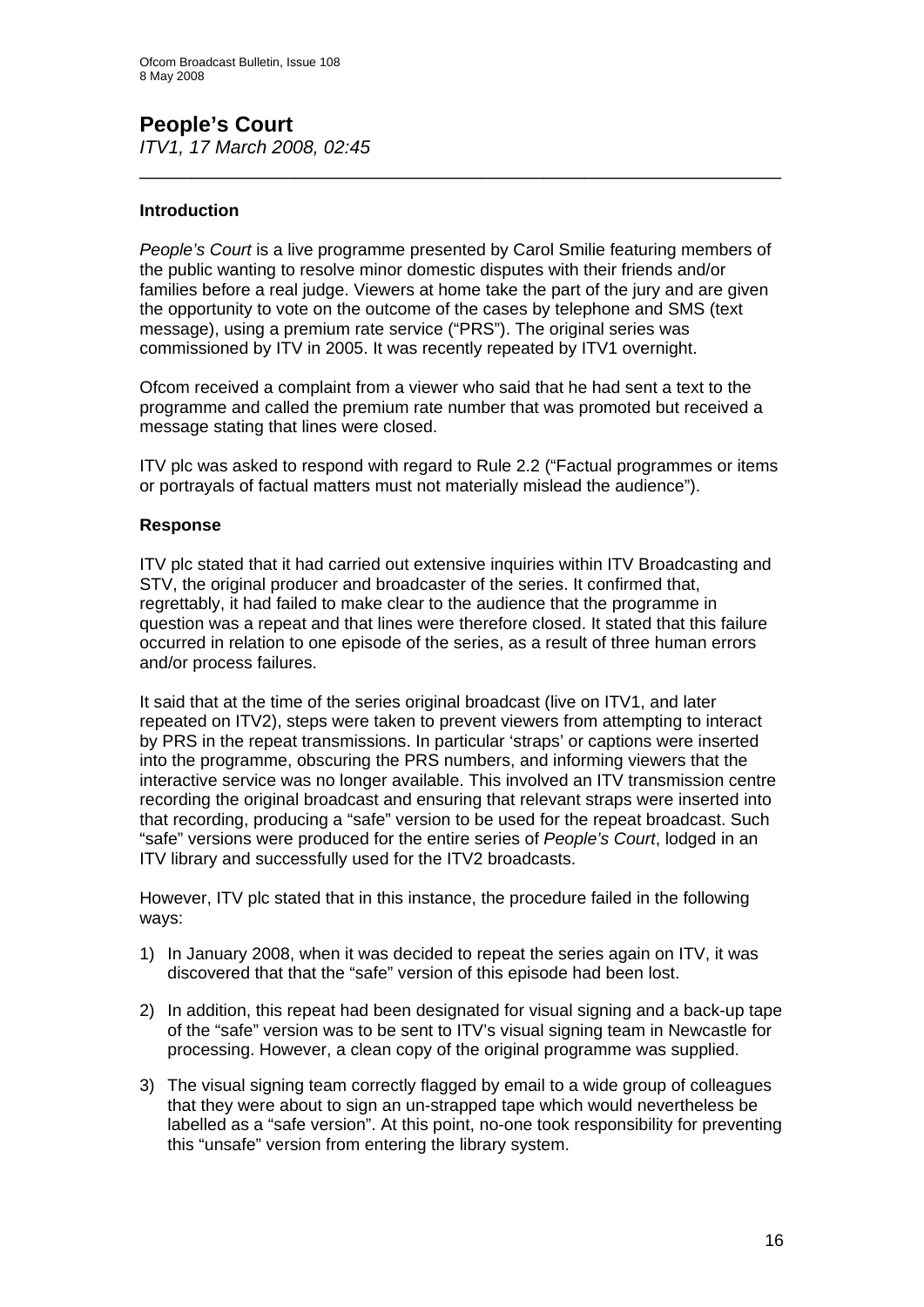# People's Court

*ITV1, 17 March 2008, 02:45*

---

### Introduction

*People's Court* is a live programme presented by Carol Smilie featuring members of the public wanting to resolve minor domestic disputes with their friends and/or families before a real judge. Viewers at home take the part of the jury and are given the opportunity to vote on the outcome of the cases by telephone and SMS (text message), using a premium rate service ("PRS"). The original series was commissioned by ITV in 2005. It was recently repeated by ITV1 overnight.

Ofcom received a complaint from a viewer who said that he had sent a text to the programme and called the premium rate number that was promoted but received a message stating that lines were closed.

ITV plc was asked to respond with regard to Rule 2.2 ("Factual programmes or items or portrayals of factual matters must not materially mislead the audience").

### Response

ITV plc stated that it had carried out extensive inquiries within ITV Broadcasting and STV, the original producer and broadcaster of the series. It confirmed that, regrettably, it had failed to make clear to the audience that the programme in question was a repeat and that lines were therefore closed. It stated that this failure occurred in relation to one episode of the series, as a result of three human errors and/or process failures.

It said that at the time of the series original broadcast (live on ITV1, and later repeated on ITV2), steps were taken to prevent viewers from attempting to interact by PRS in the repeat transmissions. In particular 'straps' or captions were inserted into the programme, obscuring the PRS numbers, and informing viewers that the interactive service was no longer available. This involved an ITV transmission centre recording the original broadcast and ensuring that relevant straps were inserted into that recording, producing a "safe" version to be used for the repeat broadcast. Such "safe" versions were produced for the entire series of *People's Court*, lodged in an ITV library and successfully used for the ITV2 broadcasts.

However, ITV plc stated that in this instance, the procedure failed in the following ways:

1) In January 2008, when it was decided to repeat the series again on ITV, it was discovered that that the "safe" version of this episode had been lost.

2) In addition, this repeat had been designated for visual signing and a back-up tape of the "safe" version was to be sent to ITV's visual signing team in Newcastle for processing. However, a clean copy of the original programme was supplied.

3) The visual signing team correctly flagged by email to a wide group of colleagues that they were about to sign an un-strapped tape which would nevertheless be labelled as a "safe version". At this point, no-one took responsibility for preventing this "unsafe" version from entering the library system.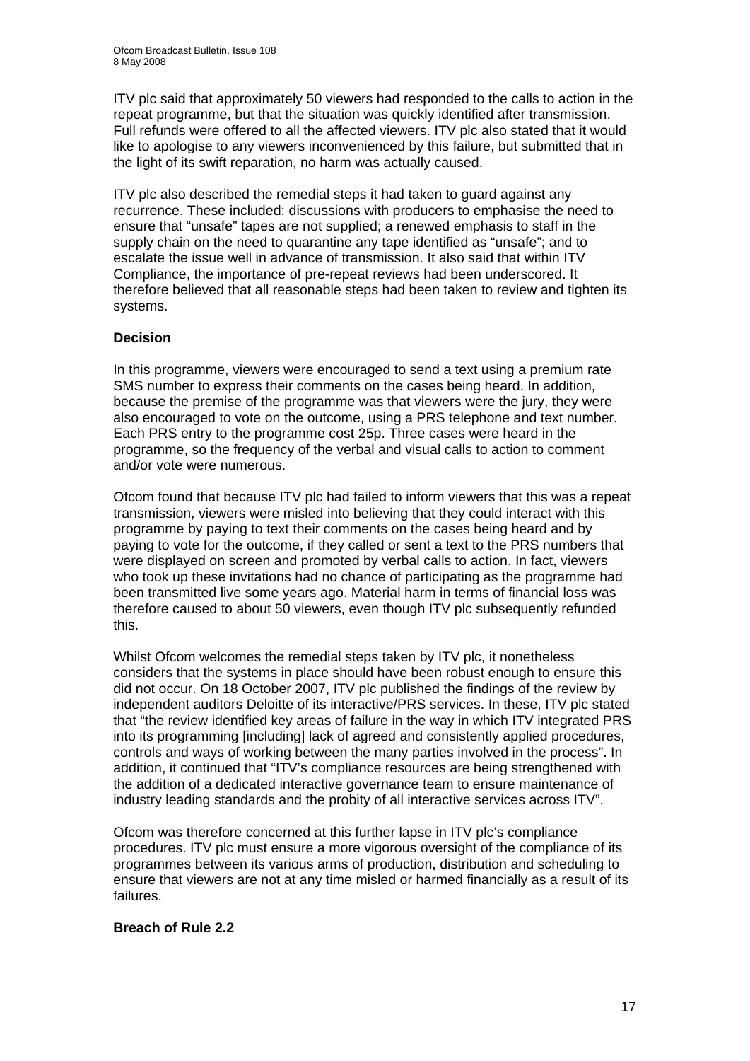ITV plc said that approximately 50 viewers had responded to the calls to action in the repeat programme, but that the situation was quickly identified after transmission. Full refunds were offered to all the affected viewers. ITV plc also stated that it would like to apologise to any viewers inconvenienced by this failure, but submitted that in the light of its swift reparation, no harm was actually caused.

ITV plc also described the remedial steps it had taken to guard against any recurrence. These included: discussions with producers to emphasise the need to ensure that "unsafe" tapes are not supplied; a renewed emphasis to staff in the supply chain on the need to quarantine any tape identified as "unsafe"; and to escalate the issue well in advance of transmission. It also said that within ITV Compliance, the importance of pre-repeat reviews had been underscored. It therefore believed that all reasonable steps had been taken to review and tighten its systems.

**Decision**

In this programme, viewers were encouraged to send a text using a premium rate SMS number to express their comments on the cases being heard. In addition, because the premise of the programme was that viewers were the jury, they were also encouraged to vote on the outcome, using a PRS telephone and text number. Each PRS entry to the programme cost 25p. Three cases were heard in the programme, so the frequency of the verbal and visual calls to action to comment and/or vote were numerous.

Ofcom found that because ITV plc had failed to inform viewers that this was a repeat transmission, viewers were misled into believing that they could interact with this programme by paying to text their comments on the cases being heard and by paying to vote for the outcome, if they called or sent a text to the PRS numbers that were displayed on screen and promoted by verbal calls to action. In fact, viewers who took up these invitations had no chance of participating as the programme had been transmitted live some years ago. Material harm in terms of financial loss was therefore caused to about 50 viewers, even though ITV plc subsequently refunded this.

Whilst Ofcom welcomes the remedial steps taken by ITV plc, it nonetheless considers that the systems in place should have been robust enough to ensure this did not occur. On 18 October 2007, ITV plc published the findings of the review by independent auditors Deloitte of its interactive/PRS services. In these, ITV plc stated that "the review identified key areas of failure in the way in which ITV integrated PRS into its programming [including] lack of agreed and consistently applied procedures, controls and ways of working between the many parties involved in the process". In addition, it continued that "ITV's compliance resources are being strengthened with the addition of a dedicated interactive governance team to ensure maintenance of industry leading standards and the probity of all interactive services across ITV".

Ofcom was therefore concerned at this further lapse in ITV plc's compliance procedures. ITV plc must ensure a more vigorous oversight of the compliance of its programmes between its various arms of production, distribution and scheduling to ensure that viewers are not at any time misled or harmed financially as a result of its failures.

**Breach of Rule 2.2**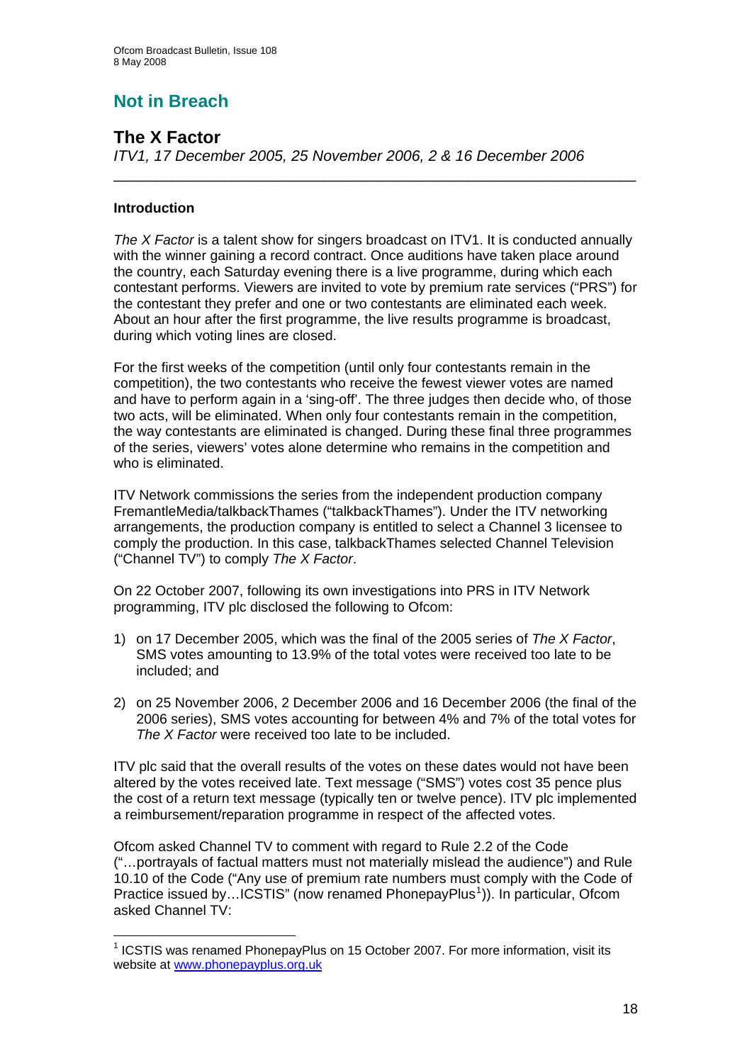## Not in Breach

### The X Factor

*ITV1, 17 December 2005, 25 November 2006, 2 & 16 December 2006*

---

**Introduction**

*The X Factor* is a talent show for singers broadcast on ITV1. It is conducted annually with the winner gaining a record contract. Once auditions have taken place around the country, each Saturday evening there is a live programme, during which each contestant performs. Viewers are invited to vote by premium rate services ("PRS") for the contestant they prefer and one or two contestants are eliminated each week. About an hour after the first programme, the live results programme is broadcast, during which voting lines are closed.

For the first weeks of the competition (until only four contestants remain in the competition), the two contestants who receive the fewest viewer votes are named and have to perform again in a 'sing-off'. The three judges then decide who, of those two acts, will be eliminated. When only four contestants remain in the competition, the way contestants are eliminated is changed. During these final three programmes of the series, viewers' votes alone determine who remains in the competition and who is eliminated.

ITV Network commissions the series from the independent production company FremantleMedia/talkbackThames ("talkbackThames"). Under the ITV networking arrangements, the production company is entitled to select a Channel 3 licensee to comply the production. In this case, talkbackThames selected Channel Television ("Channel TV") to comply *The X Factor*.

On 22 October 2007, following its own investigations into PRS in ITV Network programming, ITV plc disclosed the following to Ofcom:

1) on 17 December 2005, which was the final of the 2005 series of *The X Factor*, SMS votes amounting to 13.9% of the total votes were received too late to be included; and

2) on 25 November 2006, 2 December 2006 and 16 December 2006 (the final of the 2006 series), SMS votes accounting for between 4% and 7% of the total votes for *The X Factor* were received too late to be included.

ITV plc said that the overall results of the votes on these dates would not have been altered by the votes received late. Text message ("SMS") votes cost 35 pence plus the cost of a return text message (typically ten or twelve pence). ITV plc implemented a reimbursement/reparation programme in respect of the affected votes.

Ofcom asked Channel TV to comment with regard to Rule 2.2 of the Code ("…portrayals of factual matters must not materially mislead the audience") and Rule 10.10 of the Code ("Any use of premium rate numbers must comply with the Code of Practice issued by…ICSTIS" (now renamed PhonepayPlus[1])). In particular, Ofcom asked Channel TV:

[1] ICSTIS was renamed PhonepayPlus on 15 October 2007. For more information, visit its website at www.phonepayplus.org.uk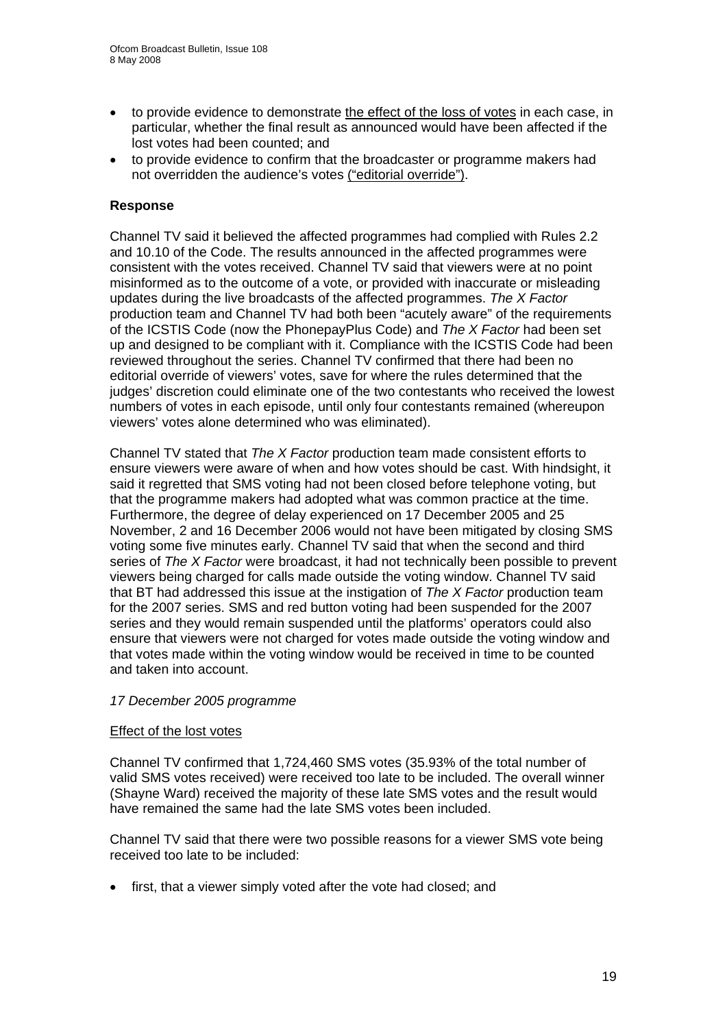- to provide evidence to demonstrate the effect of the loss of votes in each case, in particular, whether the final result as announced would have been affected if the lost votes had been counted; and
- to provide evidence to confirm that the broadcaster or programme makers had not overridden the audience's votes ("editorial override").

### Response

Channel TV said it believed the affected programmes had complied with Rules 2.2 and 10.10 of the Code. The results announced in the affected programmes were consistent with the votes received. Channel TV said that viewers were at no point misinformed as to the outcome of a vote, or provided with inaccurate or misleading updates during the live broadcasts of the affected programmes. *The X Factor* production team and Channel TV had both been "acutely aware" of the requirements of the ICSTIS Code (now the PhonepayPlus Code) and *The X Factor* had been set up and designed to be compliant with it. Compliance with the ICSTIS Code had been reviewed throughout the series. Channel TV confirmed that there had been no editorial override of viewers' votes, save for where the rules determined that the judges' discretion could eliminate one of the two contestants who received the lowest numbers of votes in each episode, until only four contestants remained (whereupon viewers' votes alone determined who was eliminated).

Channel TV stated that *The X Factor* production team made consistent efforts to ensure viewers were aware of when and how votes should be cast. With hindsight, it said it regretted that SMS voting had not been closed before telephone voting, but that the programme makers had adopted what was common practice at the time. Furthermore, the degree of delay experienced on 17 December 2005 and 25 November, 2 and 16 December 2006 would not have been mitigated by closing SMS voting some five minutes early. Channel TV said that when the second and third series of *The X Factor* were broadcast, it had not technically been possible to prevent viewers being charged for calls made outside the voting window. Channel TV said that BT had addressed this issue at the instigation of *The X Factor* production team for the 2007 series. SMS and red button voting had been suspended for the 2007 series and they would remain suspended until the platforms' operators could also ensure that viewers were not charged for votes made outside the voting window and that votes made within the voting window would be received in time to be counted and taken into account.

*17 December 2005 programme*

Effect of the lost votes

Channel TV confirmed that 1,724,460 SMS votes (35.93% of the total number of valid SMS votes received) were received too late to be included. The overall winner (Shayne Ward) received the majority of these late SMS votes and the result would have remained the same had the late SMS votes been included.

Channel TV said that there were two possible reasons for a viewer SMS vote being received too late to be included:

- first, that a viewer simply voted after the vote had closed; and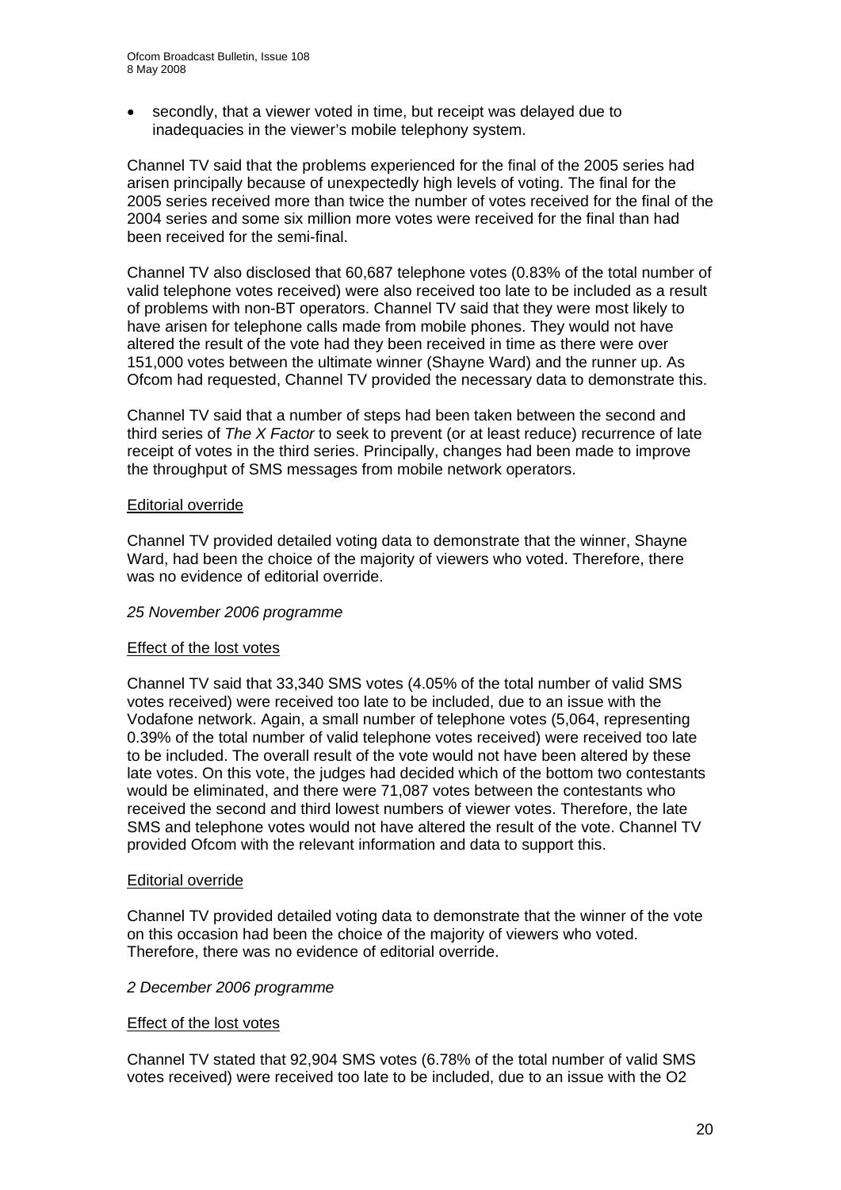- secondly, that a viewer voted in time, but receipt was delayed due to inadequacies in the viewer's mobile telephony system.

Channel TV said that the problems experienced for the final of the 2005 series had arisen principally because of unexpectedly high levels of voting. The final for the 2005 series received more than twice the number of votes received for the final of the 2004 series and some six million more votes were received for the final than had been received for the semi-final.

Channel TV also disclosed that 60,687 telephone votes (0.83% of the total number of valid telephone votes received) were also received too late to be included as a result of problems with non-BT operators. Channel TV said that they were most likely to have arisen for telephone calls made from mobile phones. They would not have altered the result of the vote had they been received in time as there were over 151,000 votes between the ultimate winner (Shayne Ward) and the runner up. As Ofcom had requested, Channel TV provided the necessary data to demonstrate this.

Channel TV said that a number of steps had been taken between the second and third series of *The X Factor* to seek to prevent (or at least reduce) recurrence of late receipt of votes in the third series. Principally, changes had been made to improve the throughput of SMS messages from mobile network operators.

<u>Editorial override</u>

Channel TV provided detailed voting data to demonstrate that the winner, Shayne Ward, had been the choice of the majority of viewers who voted. Therefore, there was no evidence of editorial override.

*25 November 2006 programme*

<u>Effect of the lost votes</u>

Channel TV said that 33,340 SMS votes (4.05% of the total number of valid SMS votes received) were received too late to be included, due to an issue with the Vodafone network. Again, a small number of telephone votes (5,064, representing 0.39% of the total number of valid telephone votes received) were received too late to be included. The overall result of the vote would not have been altered by these late votes. On this vote, the judges had decided which of the bottom two contestants would be eliminated, and there were 71,087 votes between the contestants who received the second and third lowest numbers of viewer votes. Therefore, the late SMS and telephone votes would not have altered the result of the vote. Channel TV provided Ofcom with the relevant information and data to support this.

<u>Editorial override</u>

Channel TV provided detailed voting data to demonstrate that the winner of the vote on this occasion had been the choice of the majority of viewers who voted. Therefore, there was no evidence of editorial override.

*2 December 2006 programme*

<u>Effect of the lost votes</u>

Channel TV stated that 92,904 SMS votes (6.78% of the total number of valid SMS votes received) were received too late to be included, due to an issue with the O2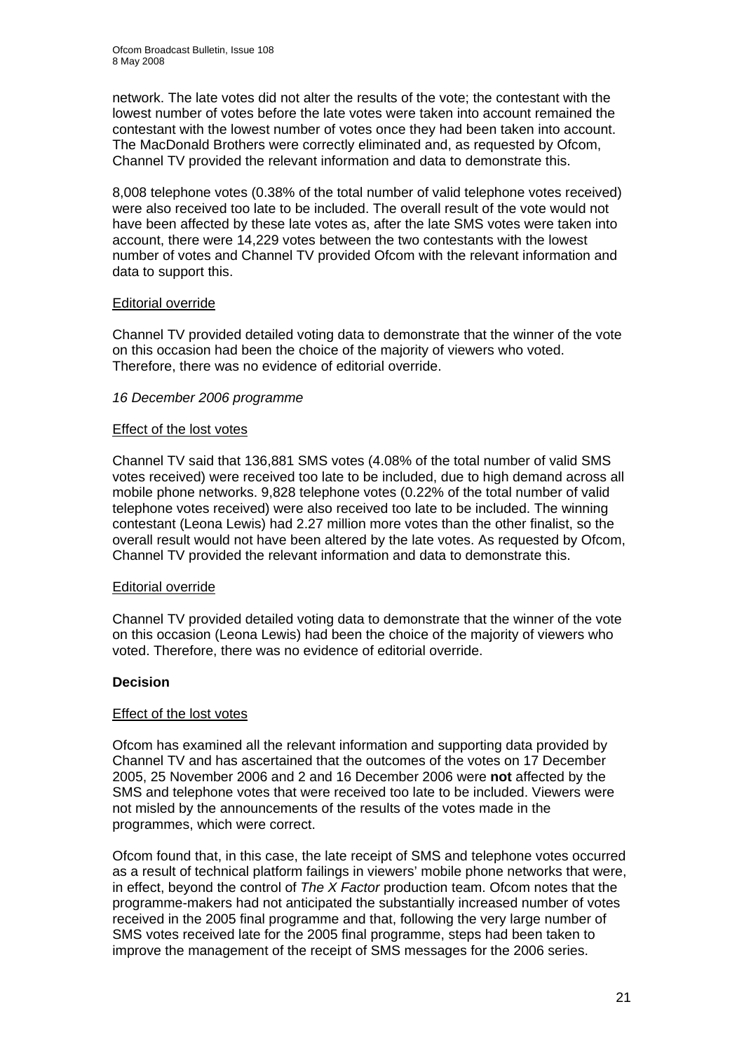network. The late votes did not alter the results of the vote; the contestant with the lowest number of votes before the late votes were taken into account remained the contestant with the lowest number of votes once they had been taken into account. The MacDonald Brothers were correctly eliminated and, as requested by Ofcom, Channel TV provided the relevant information and data to demonstrate this.

8,008 telephone votes (0.38% of the total number of valid telephone votes received) were also received too late to be included. The overall result of the vote would not have been affected by these late votes as, after the late SMS votes were taken into account, there were 14,229 votes between the two contestants with the lowest number of votes and Channel TV provided Ofcom with the relevant information and data to support this.

Editorial override

Channel TV provided detailed voting data to demonstrate that the winner of the vote on this occasion had been the choice of the majority of viewers who voted. Therefore, there was no evidence of editorial override.

*16 December 2006 programme*

Effect of the lost votes

Channel TV said that 136,881 SMS votes (4.08% of the total number of valid SMS votes received) were received too late to be included, due to high demand across all mobile phone networks. 9,828 telephone votes (0.22% of the total number of valid telephone votes received) were also received too late to be included. The winning contestant (Leona Lewis) had 2.27 million more votes than the other finalist, so the overall result would not have been altered by the late votes. As requested by Ofcom, Channel TV provided the relevant information and data to demonstrate this.

Editorial override

Channel TV provided detailed voting data to demonstrate that the winner of the vote on this occasion (Leona Lewis) had been the choice of the majority of viewers who voted. Therefore, there was no evidence of editorial override.

**Decision**

Effect of the lost votes

Ofcom has examined all the relevant information and supporting data provided by Channel TV and has ascertained that the outcomes of the votes on 17 December 2005, 25 November 2006 and 2 and 16 December 2006 were **not** affected by the SMS and telephone votes that were received too late to be included. Viewers were not misled by the announcements of the results of the votes made in the programmes, which were correct.

Ofcom found that, in this case, the late receipt of SMS and telephone votes occurred as a result of technical platform failings in viewers' mobile phone networks that were, in effect, beyond the control of *The X Factor* production team. Ofcom notes that the programme-makers had not anticipated the substantially increased number of votes received in the 2005 final programme and that, following the very large number of SMS votes received late for the 2005 final programme, steps had been taken to improve the management of the receipt of SMS messages for the 2006 series.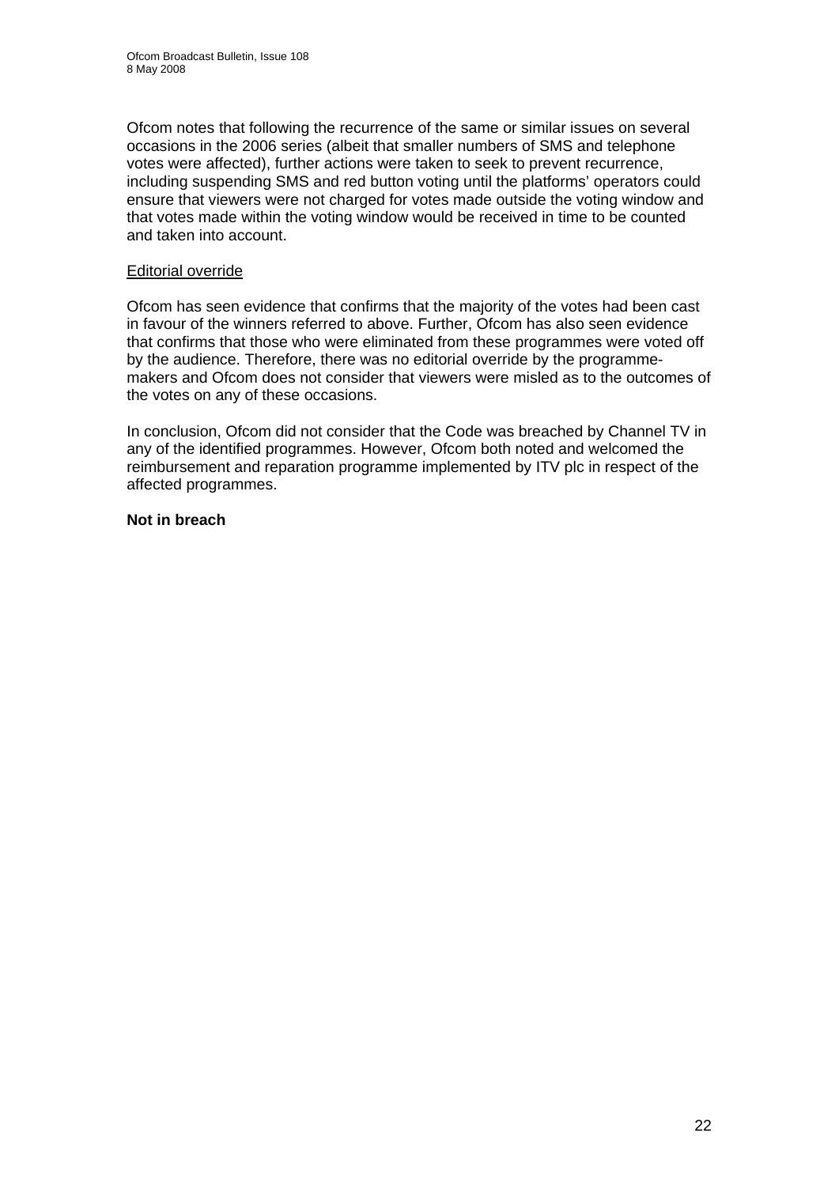Ofcom notes that following the recurrence of the same or similar issues on several occasions in the 2006 series (albeit that smaller numbers of SMS and telephone votes were affected), further actions were taken to seek to prevent recurrence, including suspending SMS and red button voting until the platforms' operators could ensure that viewers were not charged for votes made outside the voting window and that votes made within the voting window would be received in time to be counted and taken into account.

Editorial override

Ofcom has seen evidence that confirms that the majority of the votes had been cast in favour of the winners referred to above. Further, Ofcom has also seen evidence that confirms that those who were eliminated from these programmes were voted off by the audience. Therefore, there was no editorial override by the programme-makers and Ofcom does not consider that viewers were misled as to the outcomes of the votes on any of these occasions.

In conclusion, Ofcom did not consider that the Code was breached by Channel TV in any of the identified programmes. However, Ofcom both noted and welcomed the reimbursement and reparation programme implemented by ITV plc in respect of the affected programmes.

**Not in breach**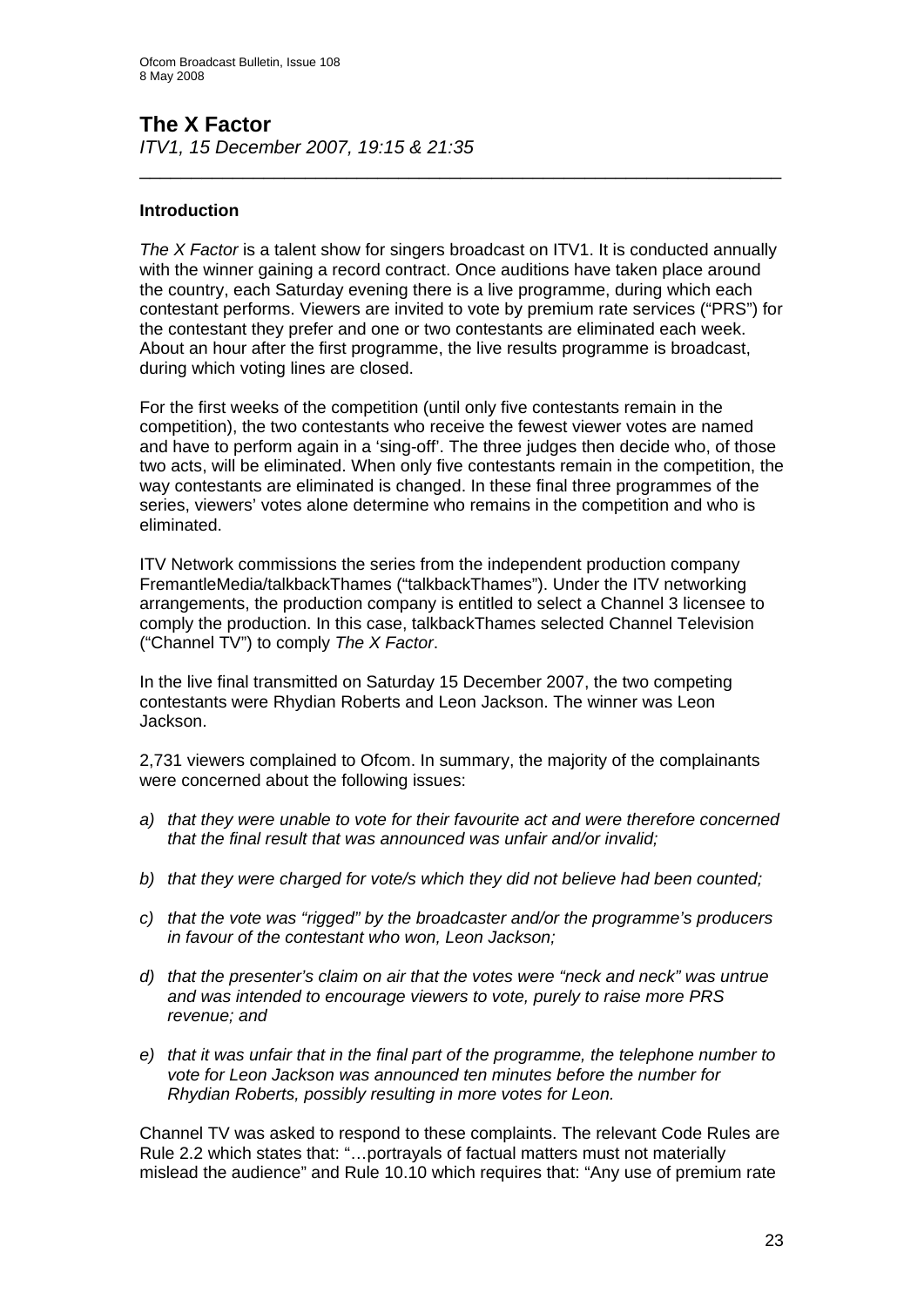# The X Factor

*ITV1, 15 December 2007, 19:15 & 21:35*

---

**Introduction**

*The X Factor* is a talent show for singers broadcast on ITV1. It is conducted annually with the winner gaining a record contract. Once auditions have taken place around the country, each Saturday evening there is a live programme, during which each contestant performs. Viewers are invited to vote by premium rate services ("PRS") for the contestant they prefer and one or two contestants are eliminated each week. About an hour after the first programme, the live results programme is broadcast, during which voting lines are closed.

For the first weeks of the competition (until only five contestants remain in the competition), the two contestants who receive the fewest viewer votes are named and have to perform again in a 'sing-off'. The three judges then decide who, of those two acts, will be eliminated. When only five contestants remain in the competition, the way contestants are eliminated is changed. In these final three programmes of the series, viewers' votes alone determine who remains in the competition and who is eliminated.

ITV Network commissions the series from the independent production company FremantleMedia/talkbackThames ("talkbackThames"). Under the ITV networking arrangements, the production company is entitled to select a Channel 3 licensee to comply the production. In this case, talkbackThames selected Channel Television ("Channel TV") to comply *The X Factor*.

In the live final transmitted on Saturday 15 December 2007, the two competing contestants were Rhydian Roberts and Leon Jackson. The winner was Leon Jackson.

2,731 viewers complained to Ofcom. In summary, the majority of the complainants were concerned about the following issues:

a) *that they were unable to vote for their favourite act and were therefore concerned that the final result that was announced was unfair and/or invalid;*

b) *that they were charged for vote/s which they did not believe had been counted;*

c) *that the vote was "rigged" by the broadcaster and/or the programme's producers in favour of the contestant who won, Leon Jackson;*

d) *that the presenter's claim on air that the votes were "neck and neck" was untrue and was intended to encourage viewers to vote, purely to raise more PRS revenue; and*

e) *that it was unfair that in the final part of the programme, the telephone number to vote for Leon Jackson was announced ten minutes before the number for Rhydian Roberts, possibly resulting in more votes for Leon.*

Channel TV was asked to respond to these complaints. The relevant Code Rules are Rule 2.2 which states that: "…portrayals of factual matters must not materially mislead the audience" and Rule 10.10 which requires that: "Any use of premium rate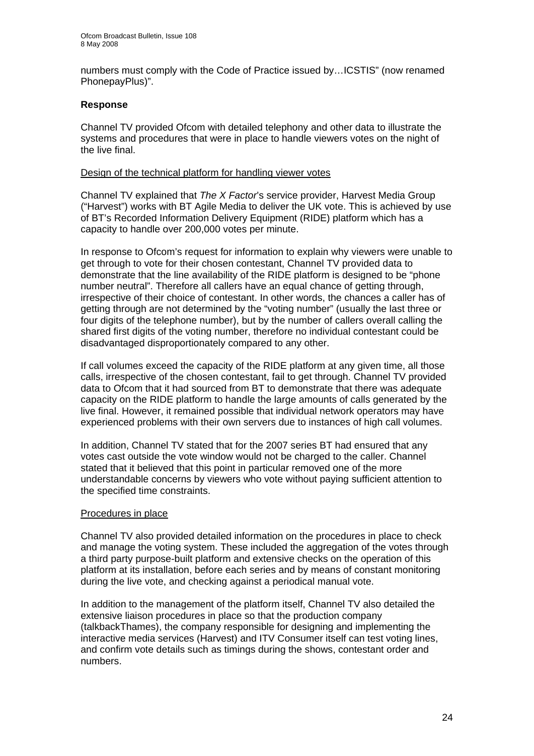numbers must comply with the Code of Practice issued by…ICSTIS" (now renamed PhonepayPlus)".

**Response**

Channel TV provided Ofcom with detailed telephony and other data to illustrate the systems and procedures that were in place to handle viewers votes on the night of the live final.

Design of the technical platform for handling viewer votes

Channel TV explained that *The X Factor*'s service provider, Harvest Media Group ("Harvest") works with BT Agile Media to deliver the UK vote. This is achieved by use of BT's Recorded Information Delivery Equipment (RIDE) platform which has a capacity to handle over 200,000 votes per minute.

In response to Ofcom's request for information to explain why viewers were unable to get through to vote for their chosen contestant, Channel TV provided data to demonstrate that the line availability of the RIDE platform is designed to be "phone number neutral". Therefore all callers have an equal chance of getting through, irrespective of their choice of contestant. In other words, the chances a caller has of getting through are not determined by the "voting number" (usually the last three or four digits of the telephone number), but by the number of callers overall calling the shared first digits of the voting number, therefore no individual contestant could be disadvantaged disproportionately compared to any other.

If call volumes exceed the capacity of the RIDE platform at any given time, all those calls, irrespective of the chosen contestant, fail to get through. Channel TV provided data to Ofcom that it had sourced from BT to demonstrate that there was adequate capacity on the RIDE platform to handle the large amounts of calls generated by the live final. However, it remained possible that individual network operators may have experienced problems with their own servers due to instances of high call volumes.

In addition, Channel TV stated that for the 2007 series BT had ensured that any votes cast outside the vote window would not be charged to the caller. Channel stated that it believed that this point in particular removed one of the more understandable concerns by viewers who vote without paying sufficient attention to the specified time constraints.

Procedures in place

Channel TV also provided detailed information on the procedures in place to check and manage the voting system. These included the aggregation of the votes through a third party purpose-built platform and extensive checks on the operation of this platform at its installation, before each series and by means of constant monitoring during the live vote, and checking against a periodical manual vote.

In addition to the management of the platform itself, Channel TV also detailed the extensive liaison procedures in place so that the production company (talkbackThames), the company responsible for designing and implementing the interactive media services (Harvest) and ITV Consumer itself can test voting lines, and confirm vote details such as timings during the shows, contestant order and numbers.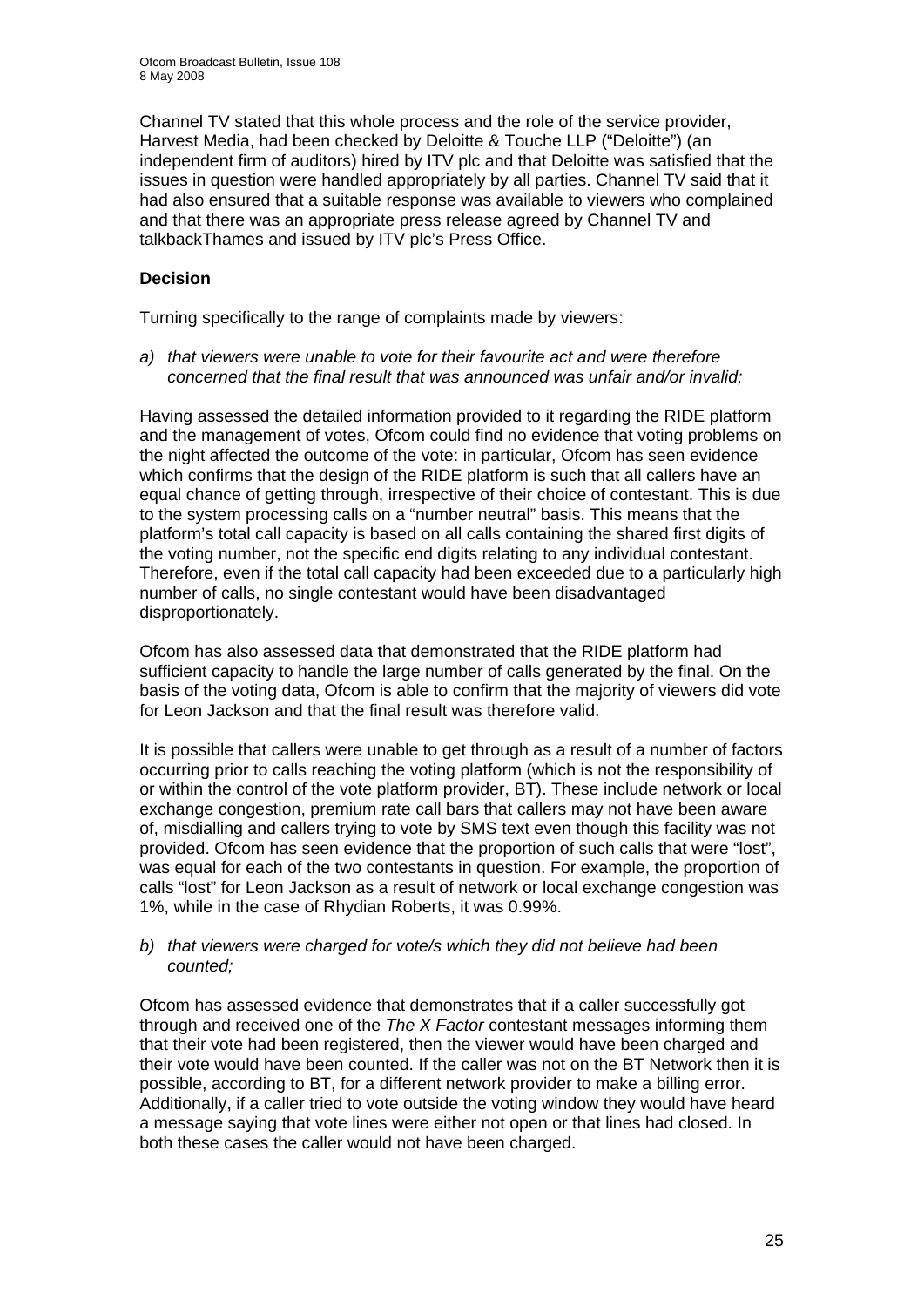Channel TV stated that this whole process and the role of the service provider, Harvest Media, had been checked by Deloitte & Touche LLP ("Deloitte") (an independent firm of auditors) hired by ITV plc and that Deloitte was satisfied that the issues in question were handled appropriately by all parties. Channel TV said that it had also ensured that a suitable response was available to viewers who complained and that there was an appropriate press release agreed by Channel TV and talkbackThames and issued by ITV plc's Press Office.

**Decision**

Turning specifically to the range of complaints made by viewers:

*a) that viewers were unable to vote for their favourite act and were therefore concerned that the final result that was announced was unfair and/or invalid;*

Having assessed the detailed information provided to it regarding the RIDE platform and the management of votes, Ofcom could find no evidence that voting problems on the night affected the outcome of the vote: in particular, Ofcom has seen evidence which confirms that the design of the RIDE platform is such that all callers have an equal chance of getting through, irrespective of their choice of contestant. This is due to the system processing calls on a "number neutral" basis. This means that the platform's total call capacity is based on all calls containing the shared first digits of the voting number, not the specific end digits relating to any individual contestant. Therefore, even if the total call capacity had been exceeded due to a particularly high number of calls, no single contestant would have been disadvantaged disproportionately.

Ofcom has also assessed data that demonstrated that the RIDE platform had sufficient capacity to handle the large number of calls generated by the final. On the basis of the voting data, Ofcom is able to confirm that the majority of viewers did vote for Leon Jackson and that the final result was therefore valid.

It is possible that callers were unable to get through as a result of a number of factors occurring prior to calls reaching the voting platform (which is not the responsibility of or within the control of the vote platform provider, BT). These include network or local exchange congestion, premium rate call bars that callers may not have been aware of, misdialling and callers trying to vote by SMS text even though this facility was not provided. Ofcom has seen evidence that the proportion of such calls that were "lost", was equal for each of the two contestants in question. For example, the proportion of calls "lost" for Leon Jackson as a result of network or local exchange congestion was 1%, while in the case of Rhydian Roberts, it was 0.99%.

*b) that viewers were charged for vote/s which they did not believe had been counted;*

Ofcom has assessed evidence that demonstrates that if a caller successfully got through and received one of the *The X Factor* contestant messages informing them that their vote had been registered, then the viewer would have been charged and their vote would have been counted. If the caller was not on the BT Network then it is possible, according to BT, for a different network provider to make a billing error. Additionally, if a caller tried to vote outside the voting window they would have heard a message saying that vote lines were either not open or that lines had closed. In both these cases the caller would not have been charged.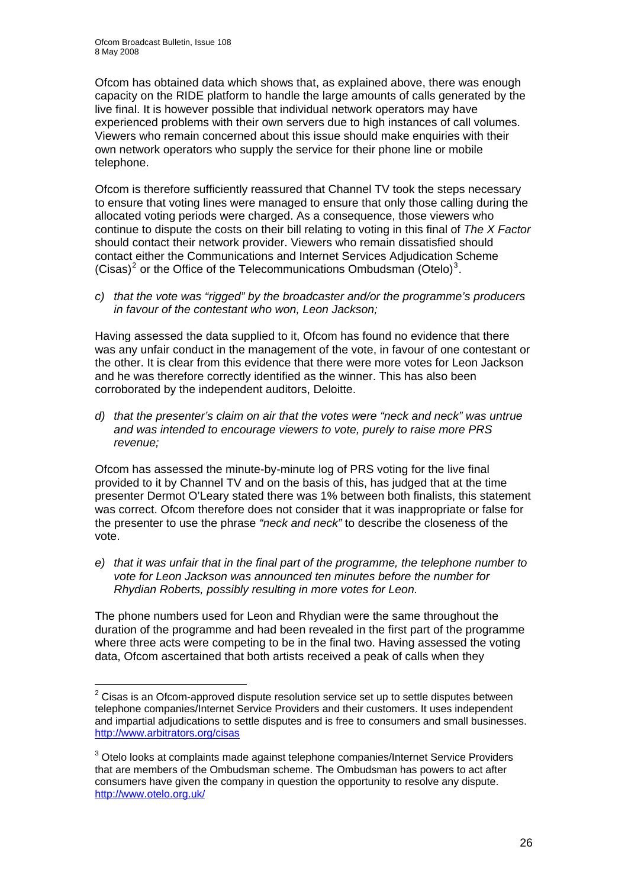Ofcom has obtained data which shows that, as explained above, there was enough capacity on the RIDE platform to handle the large amounts of calls generated by the live final. It is however possible that individual network operators may have experienced problems with their own servers due to high instances of call volumes. Viewers who remain concerned about this issue should make enquiries with their own network operators who supply the service for their phone line or mobile telephone.

Ofcom is therefore sufficiently reassured that Channel TV took the steps necessary to ensure that voting lines were managed to ensure that only those calling during the allocated voting periods were charged. As a consequence, those viewers who continue to dispute the costs on their bill relating to voting in this final of *The X Factor* should contact their network provider. Viewers who remain dissatisfied should contact either the Communications and Internet Services Adjudication Scheme (Cisas)[2] or the Office of the Telecommunications Ombudsman (Otelo)[3].

*c) that the vote was "rigged" by the broadcaster and/or the programme's producers in favour of the contestant who won, Leon Jackson;*

Having assessed the data supplied to it, Ofcom has found no evidence that there was any unfair conduct in the management of the vote, in favour of one contestant or the other. It is clear from this evidence that there were more votes for Leon Jackson and he was therefore correctly identified as the winner. This has also been corroborated by the independent auditors, Deloitte.

*d) that the presenter's claim on air that the votes were "neck and neck" was untrue and was intended to encourage viewers to vote, purely to raise more PRS revenue;*

Ofcom has assessed the minute-by-minute log of PRS voting for the live final provided to it by Channel TV and on the basis of this, has judged that at the time presenter Dermot O'Leary stated there was 1% between both finalists, this statement was correct. Ofcom therefore does not consider that it was inappropriate or false for the presenter to use the phrase *"neck and neck"* to describe the closeness of the vote.

*e) that it was unfair that in the final part of the programme, the telephone number to vote for Leon Jackson was announced ten minutes before the number for Rhydian Roberts, possibly resulting in more votes for Leon.*

The phone numbers used for Leon and Rhydian were the same throughout the duration of the programme and had been revealed in the first part of the programme where three acts were competing to be in the final two. Having assessed the voting data, Ofcom ascertained that both artists received a peak of calls when they

---

[2] Cisas is an Ofcom-approved dispute resolution service set up to settle disputes between telephone companies/Internet Service Providers and their customers. It uses independent and impartial adjudications to settle disputes and is free to consumers and small businesses. http://www.arbitrators.org/cisas

[3] Otelo looks at complaints made against telephone companies/Internet Service Providers that are members of the Ombudsman scheme. The Ombudsman has powers to act after consumers have given the company in question the opportunity to resolve any dispute. http://www.otelo.org.uk/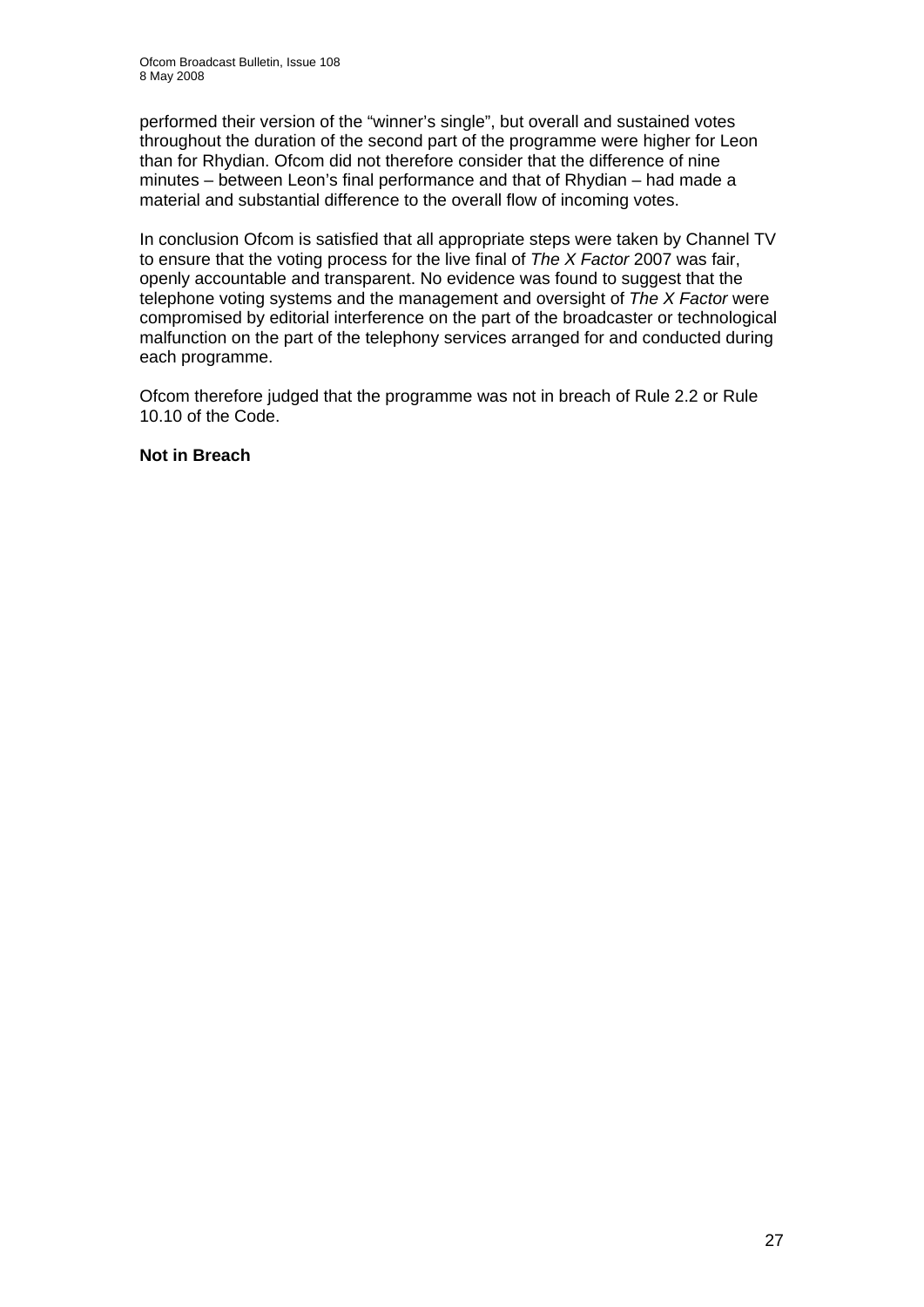performed their version of the "winner's single", but overall and sustained votes throughout the duration of the second part of the programme were higher for Leon than for Rhydian. Ofcom did not therefore consider that the difference of nine minutes – between Leon's final performance and that of Rhydian – had made a material and substantial difference to the overall flow of incoming votes.

In conclusion Ofcom is satisfied that all appropriate steps were taken by Channel TV to ensure that the voting process for the live final of *The X Factor* 2007 was fair, openly accountable and transparent. No evidence was found to suggest that the telephone voting systems and the management and oversight of *The X Factor* were compromised by editorial interference on the part of the broadcaster or technological malfunction on the part of the telephony services arranged for and conducted during each programme.

Ofcom therefore judged that the programme was not in breach of Rule 2.2 or Rule 10.10 of the Code.

**Not in Breach**